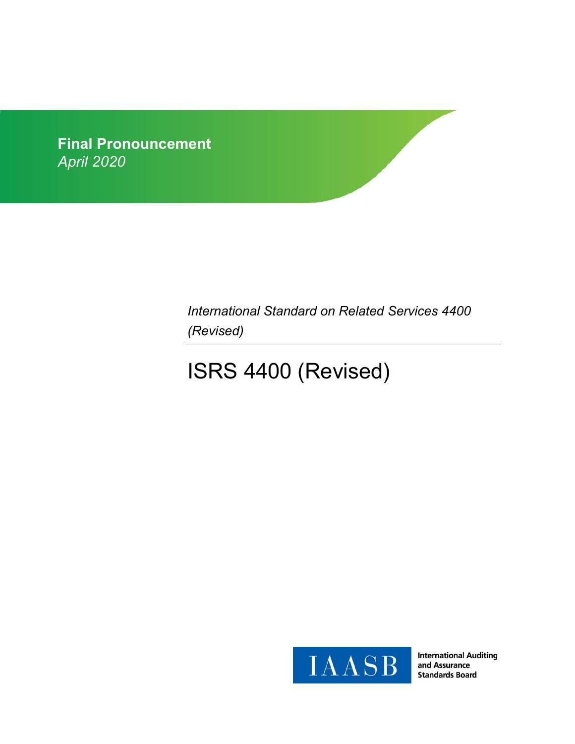**Final Pronouncement**
*April 2020*

*International Standard on Related Services 4400 (Revised)*

# ISRS 4400 (Revised)

IAASB

International Auditing and Assurance Standards Board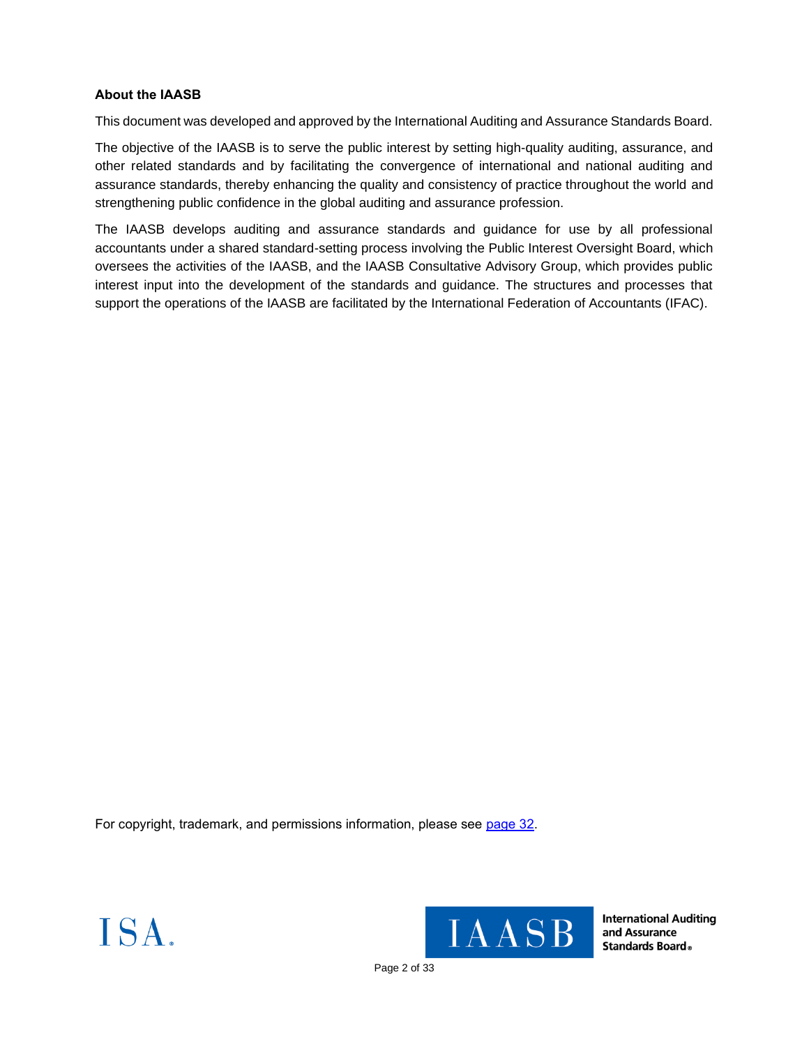**About the IAASB**

This document was developed and approved by the International Auditing and Assurance Standards Board.

The objective of the IAASB is to serve the public interest by setting high-quality auditing, assurance, and other related standards and by facilitating the convergence of international and national auditing and assurance standards, thereby enhancing the quality and consistency of practice throughout the world and strengthening public confidence in the global auditing and assurance profession.

The IAASB develops auditing and assurance standards and guidance for use by all professional accountants under a shared standard-setting process involving the Public Interest Oversight Board, which oversees the activities of the IAASB, and the IAASB Consultative Advisory Group, which provides public interest input into the development of the standards and guidance. The structures and processes that support the operations of the IAASB are facilitated by the International Federation of Accountants (IFAC).

For copyright, trademark, and permissions information, please see page 32.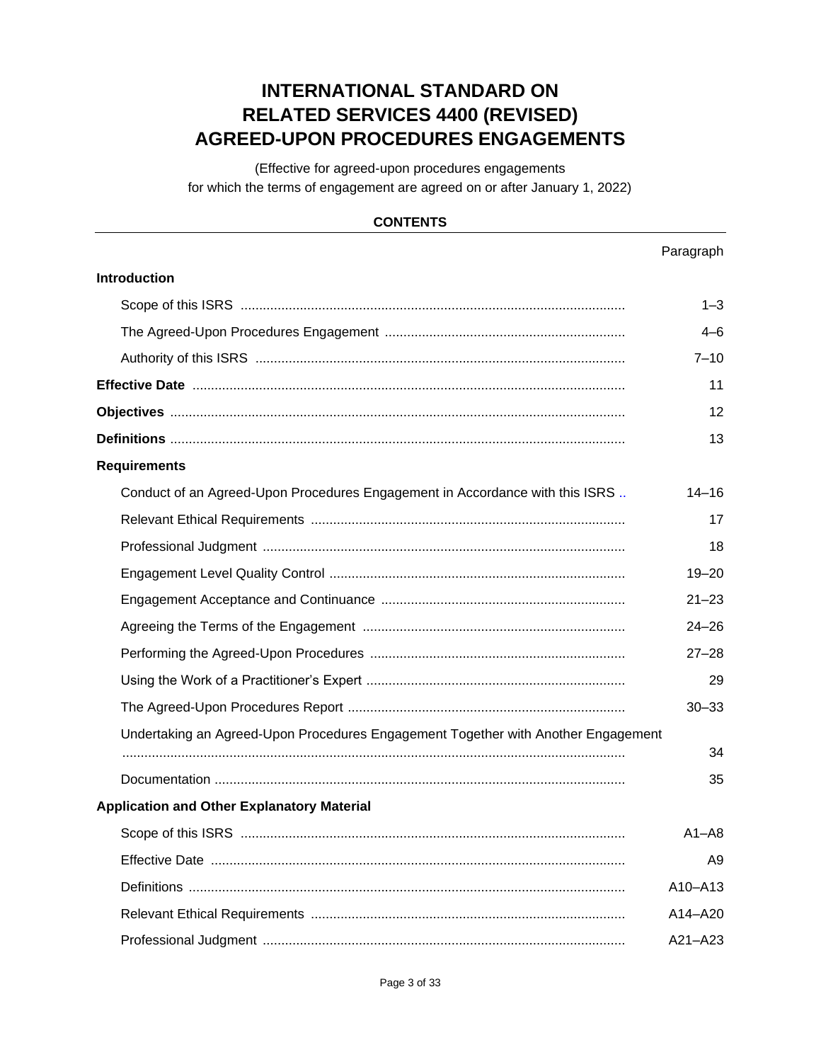# INTERNATIONAL STANDARD ON RELATED SERVICES 4400 (REVISED) AGREED-UPON PROCEDURES ENGAGEMENTS

(Effective for agreed-upon procedures engagements for which the terms of engagement are agreed on or after January 1, 2022)

## CONTENTS

| | Paragraph |
|---|---|
| **Introduction** | |
| Scope of this ISRS | 1–3 |
| The Agreed-Upon Procedures Engagement | 4–6 |
| Authority of this ISRS | 7–10 |
| **Effective Date** | 11 |
| **Objectives** | 12 |
| **Definitions** | 13 |
| **Requirements** | |
| Conduct of an Agreed-Upon Procedures Engagement in Accordance with this ISRS | 14–16 |
| Relevant Ethical Requirements | 17 |
| Professional Judgment | 18 |
| Engagement Level Quality Control | 19–20 |
| Engagement Acceptance and Continuance | 21–23 |
| Agreeing the Terms of the Engagement | 24–26 |
| Performing the Agreed-Upon Procedures | 27–28 |
| Using the Work of a Practitioner's Expert | 29 |
| The Agreed-Upon Procedures Report | 30–33 |
| Undertaking an Agreed-Upon Procedures Engagement Together with Another Engagement | 34 |
| Documentation | 35 |
| **Application and Other Explanatory Material** | |
| Scope of this ISRS | A1–A8 |
| Effective Date | A9 |
| Definitions | A10–A13 |
| Relevant Ethical Requirements | A14–A20 |
| Professional Judgment | A21–A23 |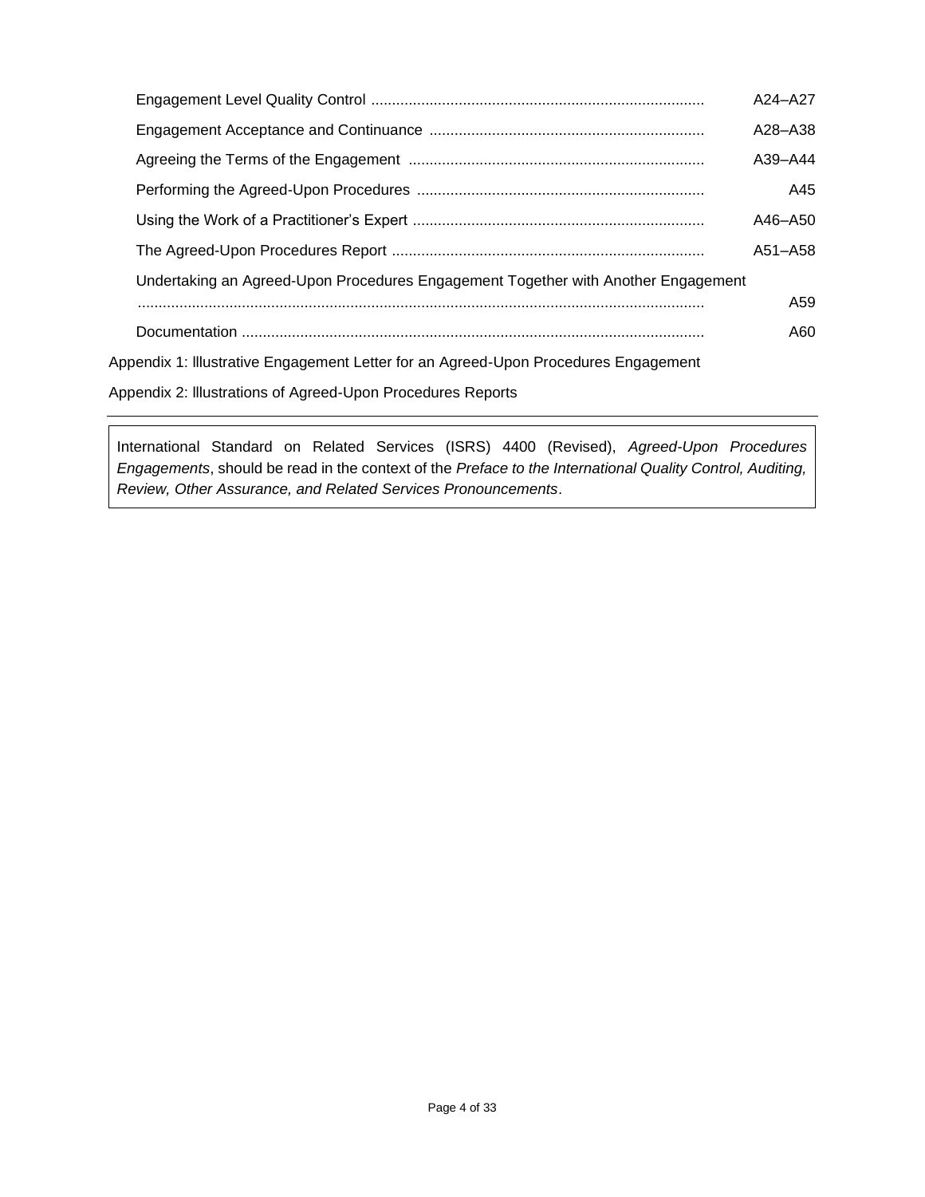| | |
|---|---|
| Engagement Level Quality Control | A24–A27 |
| Engagement Acceptance and Continuance | A28–A38 |
| Agreeing the Terms of the Engagement | A39–A44 |
| Performing the Agreed-Upon Procedures | A45 |
| Using the Work of a Practitioner's Expert | A46–A50 |
| The Agreed-Upon Procedures Report | A51–A58 |
| Undertaking an Agreed-Upon Procedures Engagement Together with Another Engagement | A59 |
| Documentation | A60 |

Appendix 1: Illustrative Engagement Letter for an Agreed-Upon Procedures Engagement

Appendix 2: Illustrations of Agreed-Upon Procedures Reports

---

International Standard on Related Services (ISRS) 4400 (Revised), *Agreed-Upon Procedures Engagements*, should be read in the context of the *Preface to the International Quality Control, Auditing, Review, Other Assurance, and Related Services Pronouncements*.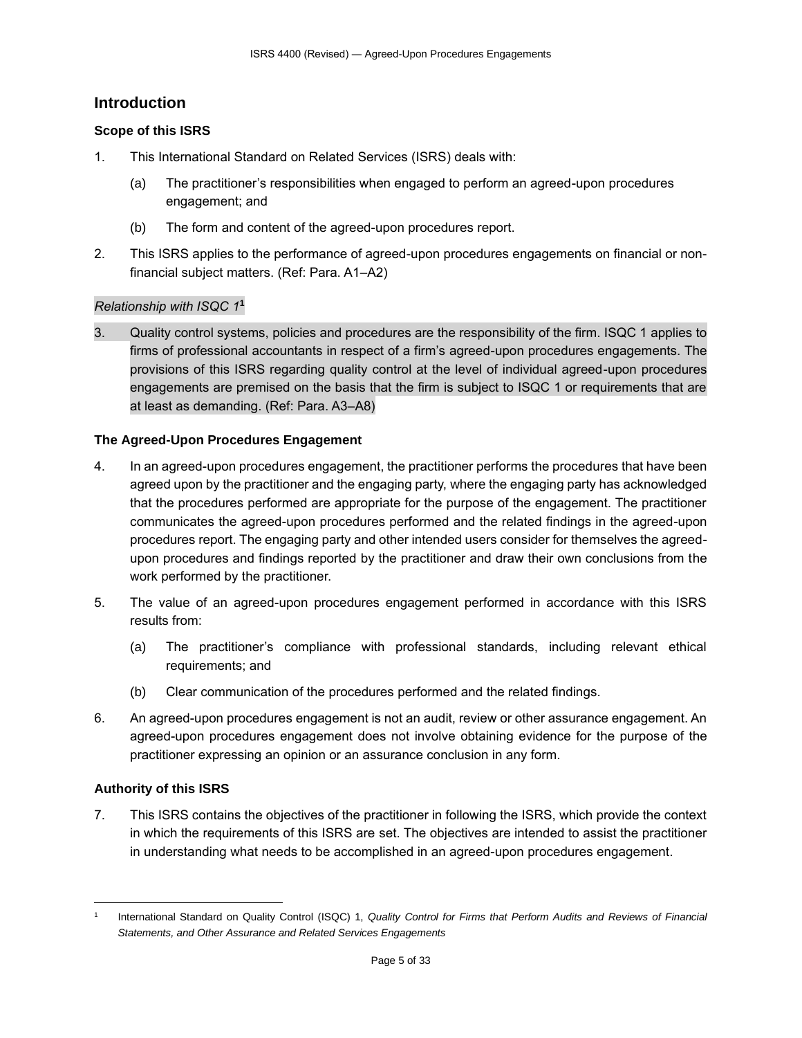## Introduction

### Scope of this ISRS

1. This International Standard on Related Services (ISRS) deals with:

   (a) The practitioner's responsibilities when engaged to perform an agreed-upon procedures engagement; and

   (b) The form and content of the agreed-upon procedures report.

2. This ISRS applies to the performance of agreed-upon procedures engagements on financial or non-financial subject matters. (Ref: Para. A1–A2)

*Relationship with ISQC 1*[1]

3. Quality control systems, policies and procedures are the responsibility of the firm. ISQC 1 applies to firms of professional accountants in respect of a firm's agreed-upon procedures engagements. The provisions of this ISRS regarding quality control at the level of individual agreed-upon procedures engagements are premised on the basis that the firm is subject to ISQC 1 or requirements that are at least as demanding. (Ref: Para. A3–A8)

### The Agreed-Upon Procedures Engagement

4. In an agreed-upon procedures engagement, the practitioner performs the procedures that have been agreed upon by the practitioner and the engaging party, where the engaging party has acknowledged that the procedures performed are appropriate for the purpose of the engagement. The practitioner communicates the agreed-upon procedures performed and the related findings in the agreed-upon procedures report. The engaging party and other intended users consider for themselves the agreed-upon procedures and findings reported by the practitioner and draw their own conclusions from the work performed by the practitioner.

5. The value of an agreed-upon procedures engagement performed in accordance with this ISRS results from:

   (a) The practitioner's compliance with professional standards, including relevant ethical requirements; and

   (b) Clear communication of the procedures performed and the related findings.

6. An agreed-upon procedures engagement is not an audit, review or other assurance engagement. An agreed-upon procedures engagement does not involve obtaining evidence for the purpose of the practitioner expressing an opinion or an assurance conclusion in any form.

### Authority of this ISRS

7. This ISRS contains the objectives of the practitioner in following the ISRS, which provide the context in which the requirements of this ISRS are set. The objectives are intended to assist the practitioner in understanding what needs to be accomplished in an agreed-upon procedures engagement.

---

[1] International Standard on Quality Control (ISQC) 1, *Quality Control for Firms that Perform Audits and Reviews of Financial Statements, and Other Assurance and Related Services Engagements*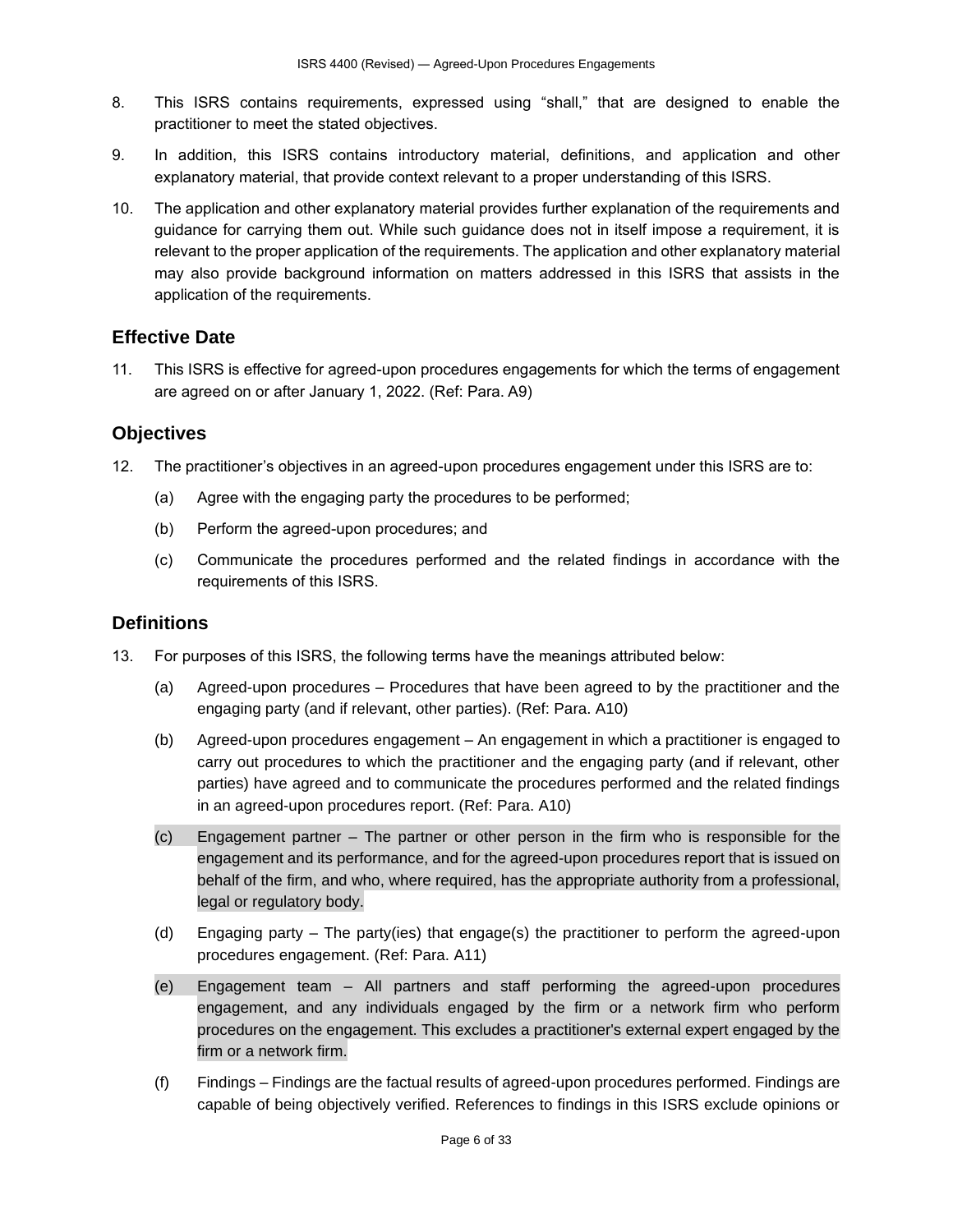8. This ISRS contains requirements, expressed using "shall," that are designed to enable the practitioner to meet the stated objectives.

9. In addition, this ISRS contains introductory material, definitions, and application and other explanatory material, that provide context relevant to a proper understanding of this ISRS.

10. The application and other explanatory material provides further explanation of the requirements and guidance for carrying them out. While such guidance does not in itself impose a requirement, it is relevant to the proper application of the requirements. The application and other explanatory material may also provide background information on matters addressed in this ISRS that assists in the application of the requirements.

## Effective Date

11. This ISRS is effective for agreed-upon procedures engagements for which the terms of engagement are agreed on or after January 1, 2022. (Ref: Para. A9)

## Objectives

12. The practitioner's objectives in an agreed-upon procedures engagement under this ISRS are to:

    (a) Agree with the engaging party the procedures to be performed;

    (b) Perform the agreed-upon procedures; and

    (c) Communicate the procedures performed and the related findings in accordance with the requirements of this ISRS.

## Definitions

13. For purposes of this ISRS, the following terms have the meanings attributed below:

    (a) Agreed-upon procedures – Procedures that have been agreed to by the practitioner and the engaging party (and if relevant, other parties). (Ref: Para. A10)

    (b) Agreed-upon procedures engagement – An engagement in which a practitioner is engaged to carry out procedures to which the practitioner and the engaging party (and if relevant, other parties) have agreed and to communicate the procedures performed and the related findings in an agreed-upon procedures report. (Ref: Para. A10)

    (c) Engagement partner – The partner or other person in the firm who is responsible for the engagement and its performance, and for the agreed-upon procedures report that is issued on behalf of the firm, and who, where required, has the appropriate authority from a professional, legal or regulatory body.

    (d) Engaging party – The party(ies) that engage(s) the practitioner to perform the agreed-upon procedures engagement. (Ref: Para. A11)

    (e) Engagement team – All partners and staff performing the agreed-upon procedures engagement, and any individuals engaged by the firm or a network firm who perform procedures on the engagement. This excludes a practitioner's external expert engaged by the firm or a network firm.

    (f) Findings – Findings are the factual results of agreed-upon procedures performed. Findings are capable of being objectively verified. References to findings in this ISRS exclude opinions or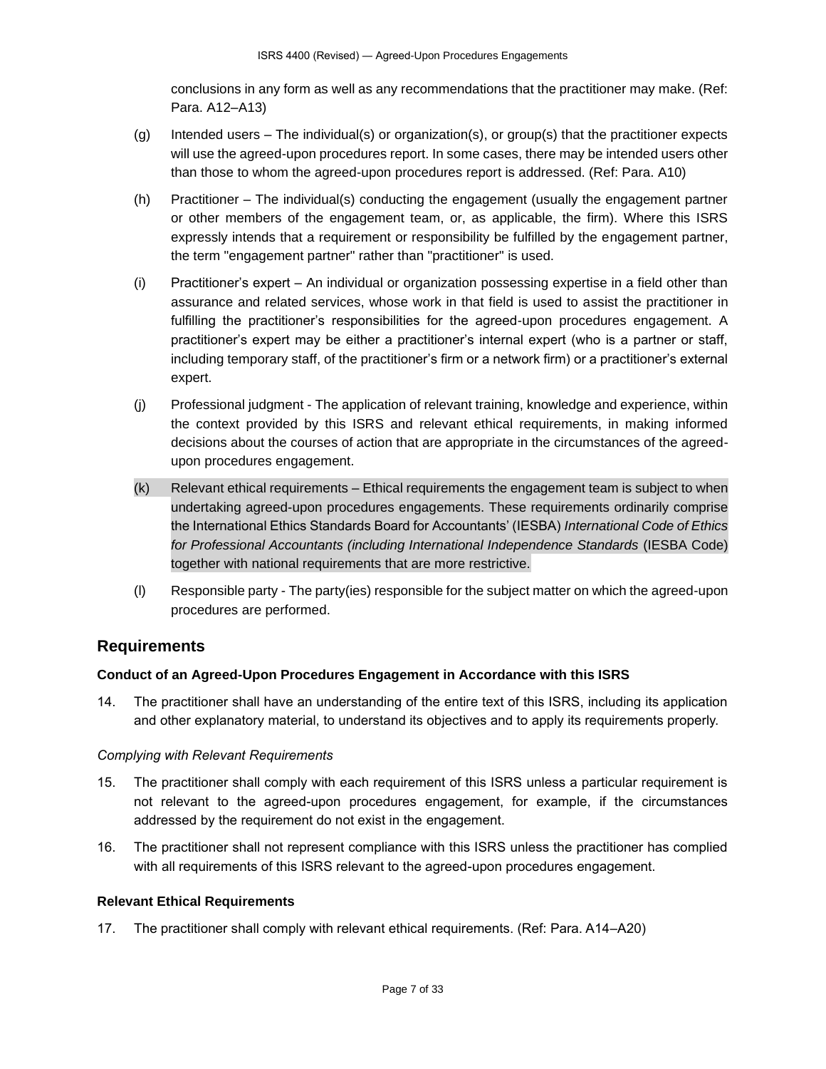conclusions in any form as well as any recommendations that the practitioner may make. (Ref: Para. A12–A13)

(g) Intended users – The individual(s) or organization(s), or group(s) that the practitioner expects will use the agreed-upon procedures report. In some cases, there may be intended users other than those to whom the agreed-upon procedures report is addressed. (Ref: Para. A10)

(h) Practitioner – The individual(s) conducting the engagement (usually the engagement partner or other members of the engagement team, or, as applicable, the firm). Where this ISRS expressly intends that a requirement or responsibility be fulfilled by the engagement partner, the term "engagement partner" rather than "practitioner" is used.

(i) Practitioner's expert – An individual or organization possessing expertise in a field other than assurance and related services, whose work in that field is used to assist the practitioner in fulfilling the practitioner's responsibilities for the agreed-upon procedures engagement. A practitioner's expert may be either a practitioner's internal expert (who is a partner or staff, including temporary staff, of the practitioner's firm or a network firm) or a practitioner's external expert.

(j) Professional judgment - The application of relevant training, knowledge and experience, within the context provided by this ISRS and relevant ethical requirements, in making informed decisions about the courses of action that are appropriate in the circumstances of the agreed-upon procedures engagement.

(k) Relevant ethical requirements – Ethical requirements the engagement team is subject to when undertaking agreed-upon procedures engagements. These requirements ordinarily comprise the International Ethics Standards Board for Accountants' (IESBA) *International Code of Ethics for Professional Accountants (including International Independence Standards* (IESBA Code) together with national requirements that are more restrictive.

(l) Responsible party - The party(ies) responsible for the subject matter on which the agreed-upon procedures are performed.

## Requirements

### Conduct of an Agreed-Upon Procedures Engagement in Accordance with this ISRS

14. The practitioner shall have an understanding of the entire text of this ISRS, including its application and other explanatory material, to understand its objectives and to apply its requirements properly.

*Complying with Relevant Requirements*

15. The practitioner shall comply with each requirement of this ISRS unless a particular requirement is not relevant to the agreed-upon procedures engagement, for example, if the circumstances addressed by the requirement do not exist in the engagement.

16. The practitioner shall not represent compliance with this ISRS unless the practitioner has complied with all requirements of this ISRS relevant to the agreed-upon procedures engagement.

### Relevant Ethical Requirements

17. The practitioner shall comply with relevant ethical requirements. (Ref: Para. A14–A20)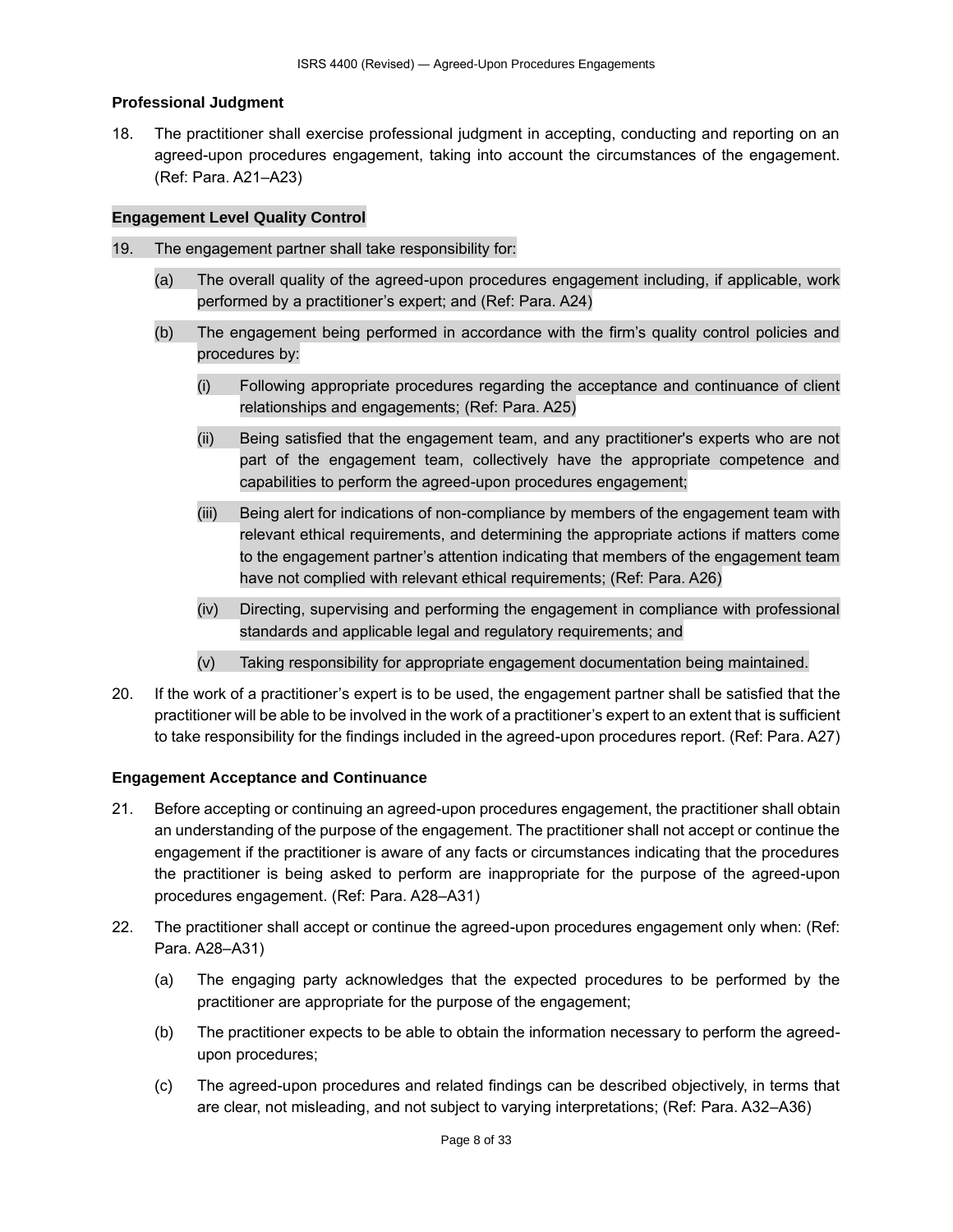### Professional Judgment

18. The practitioner shall exercise professional judgment in accepting, conducting and reporting on an agreed-upon procedures engagement, taking into account the circumstances of the engagement. (Ref: Para. A21–A23)

### Engagement Level Quality Control

19. The engagement partner shall take responsibility for:

    (a) The overall quality of the agreed-upon procedures engagement including, if applicable, work performed by a practitioner's expert; and (Ref: Para. A24)

    (b) The engagement being performed in accordance with the firm's quality control policies and procedures by:

        (i) Following appropriate procedures regarding the acceptance and continuance of client relationships and engagements; (Ref: Para. A25)

        (ii) Being satisfied that the engagement team, and any practitioner's experts who are not part of the engagement team, collectively have the appropriate competence and capabilities to perform the agreed-upon procedures engagement;

        (iii) Being alert for indications of non-compliance by members of the engagement team with relevant ethical requirements, and determining the appropriate actions if matters come to the engagement partner's attention indicating that members of the engagement team have not complied with relevant ethical requirements; (Ref: Para. A26)

        (iv) Directing, supervising and performing the engagement in compliance with professional standards and applicable legal and regulatory requirements; and

        (v) Taking responsibility for appropriate engagement documentation being maintained.

20. If the work of a practitioner's expert is to be used, the engagement partner shall be satisfied that the practitioner will be able to be involved in the work of a practitioner's expert to an extent that is sufficient to take responsibility for the findings included in the agreed-upon procedures report. (Ref: Para. A27)

### Engagement Acceptance and Continuance

21. Before accepting or continuing an agreed-upon procedures engagement, the practitioner shall obtain an understanding of the purpose of the engagement. The practitioner shall not accept or continue the engagement if the practitioner is aware of any facts or circumstances indicating that the procedures the practitioner is being asked to perform are inappropriate for the purpose of the agreed-upon procedures engagement. (Ref: Para. A28–A31)

22. The practitioner shall accept or continue the agreed-upon procedures engagement only when: (Ref: Para. A28–A31)

    (a) The engaging party acknowledges that the expected procedures to be performed by the practitioner are appropriate for the purpose of the engagement;

    (b) The practitioner expects to be able to obtain the information necessary to perform the agreed-upon procedures;

    (c) The agreed-upon procedures and related findings can be described objectively, in terms that are clear, not misleading, and not subject to varying interpretations; (Ref: Para. A32–A36)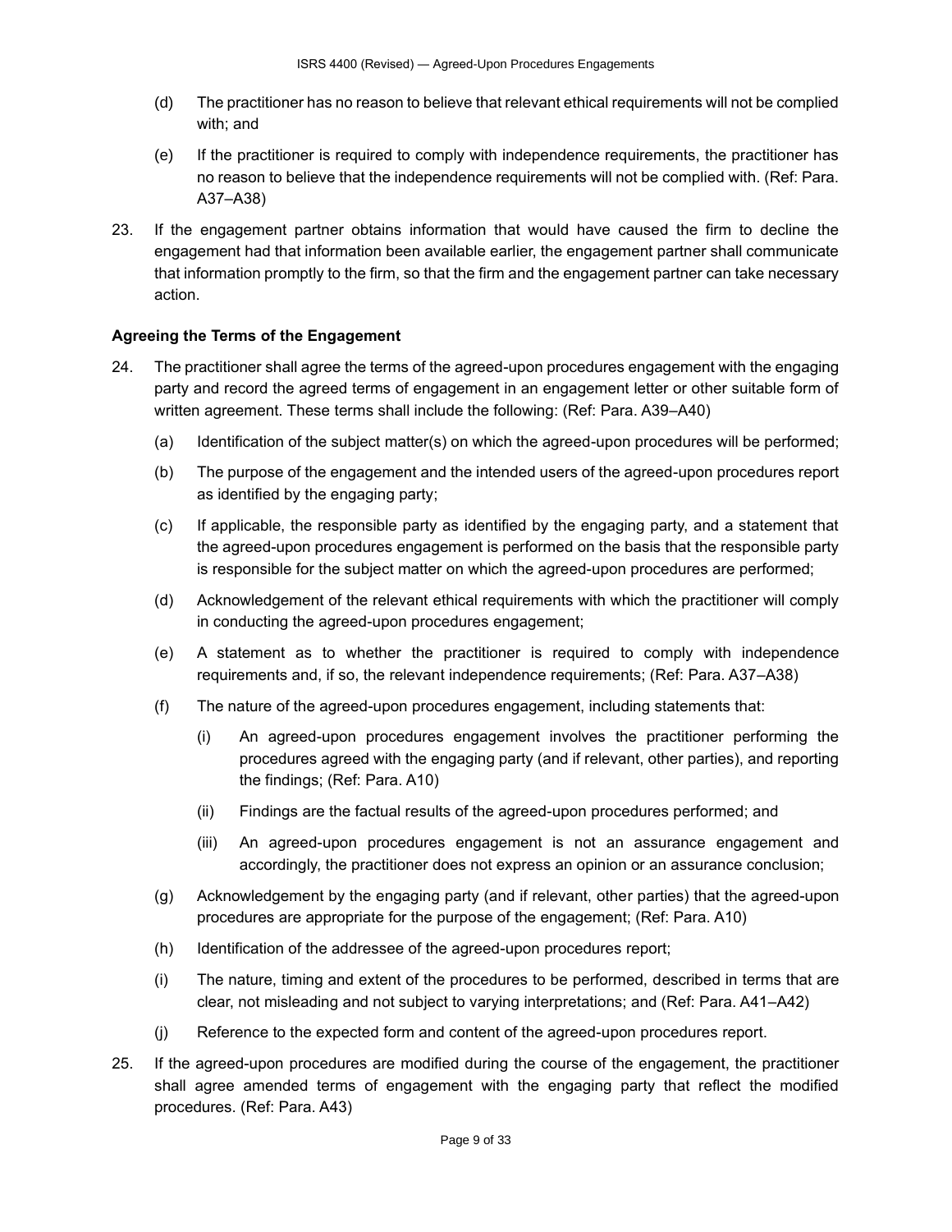(d) The practitioner has no reason to believe that relevant ethical requirements will not be complied with; and

(e) If the practitioner is required to comply with independence requirements, the practitioner has no reason to believe that the independence requirements will not be complied with. (Ref: Para. A37–A38)

23. If the engagement partner obtains information that would have caused the firm to decline the engagement had that information been available earlier, the engagement partner shall communicate that information promptly to the firm, so that the firm and the engagement partner can take necessary action.

**Agreeing the Terms of the Engagement**

24. The practitioner shall agree the terms of the agreed-upon procedures engagement with the engaging party and record the agreed terms of engagement in an engagement letter or other suitable form of written agreement. These terms shall include the following: (Ref: Para. A39–A40)

    (a) Identification of the subject matter(s) on which the agreed-upon procedures will be performed;

    (b) The purpose of the engagement and the intended users of the agreed-upon procedures report as identified by the engaging party;

    (c) If applicable, the responsible party as identified by the engaging party, and a statement that the agreed-upon procedures engagement is performed on the basis that the responsible party is responsible for the subject matter on which the agreed-upon procedures are performed;

    (d) Acknowledgement of the relevant ethical requirements with which the practitioner will comply in conducting the agreed-upon procedures engagement;

    (e) A statement as to whether the practitioner is required to comply with independence requirements and, if so, the relevant independence requirements; (Ref: Para. A37–A38)

    (f) The nature of the agreed-upon procedures engagement, including statements that:

        (i) An agreed-upon procedures engagement involves the practitioner performing the procedures agreed with the engaging party (and if relevant, other parties), and reporting the findings; (Ref: Para. A10)

        (ii) Findings are the factual results of the agreed-upon procedures performed; and

        (iii) An agreed-upon procedures engagement is not an assurance engagement and accordingly, the practitioner does not express an opinion or an assurance conclusion;

    (g) Acknowledgement by the engaging party (and if relevant, other parties) that the agreed-upon procedures are appropriate for the purpose of the engagement; (Ref: Para. A10)

    (h) Identification of the addressee of the agreed-upon procedures report;

    (i) The nature, timing and extent of the procedures to be performed, described in terms that are clear, not misleading and not subject to varying interpretations; and (Ref: Para. A41–A42)

    (j) Reference to the expected form and content of the agreed-upon procedures report.

25. If the agreed-upon procedures are modified during the course of the engagement, the practitioner shall agree amended terms of engagement with the engaging party that reflect the modified procedures. (Ref: Para. A43)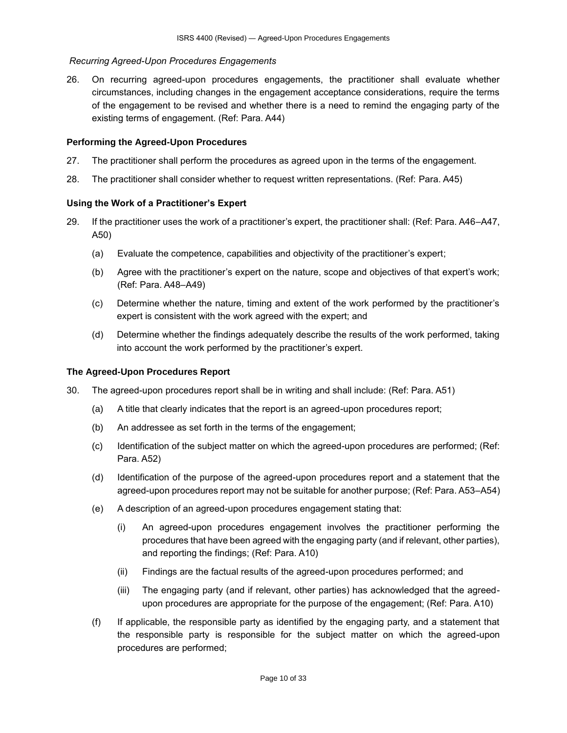*Recurring Agreed-Upon Procedures Engagements*

26. On recurring agreed-upon procedures engagements, the practitioner shall evaluate whether circumstances, including changes in the engagement acceptance considerations, require the terms of the engagement to be revised and whether there is a need to remind the engaging party of the existing terms of engagement. (Ref: Para. A44)

### Performing the Agreed-Upon Procedures

27. The practitioner shall perform the procedures as agreed upon in the terms of the engagement.

28. The practitioner shall consider whether to request written representations. (Ref: Para. A45)

### Using the Work of a Practitioner's Expert

29. If the practitioner uses the work of a practitioner's expert, the practitioner shall: (Ref: Para. A46–A47, A50)

    (a) Evaluate the competence, capabilities and objectivity of the practitioner's expert;

    (b) Agree with the practitioner's expert on the nature, scope and objectives of that expert's work; (Ref: Para. A48–A49)

    (c) Determine whether the nature, timing and extent of the work performed by the practitioner's expert is consistent with the work agreed with the expert; and

    (d) Determine whether the findings adequately describe the results of the work performed, taking into account the work performed by the practitioner's expert.

### The Agreed-Upon Procedures Report

30. The agreed-upon procedures report shall be in writing and shall include: (Ref: Para. A51)

    (a) A title that clearly indicates that the report is an agreed-upon procedures report;

    (b) An addressee as set forth in the terms of the engagement;

    (c) Identification of the subject matter on which the agreed-upon procedures are performed; (Ref: Para. A52)

    (d) Identification of the purpose of the agreed-upon procedures report and a statement that the agreed-upon procedures report may not be suitable for another purpose; (Ref: Para. A53–A54)

    (e) A description of an agreed-upon procedures engagement stating that:

        (i) An agreed-upon procedures engagement involves the practitioner performing the procedures that have been agreed with the engaging party (and if relevant, other parties), and reporting the findings; (Ref: Para. A10)

        (ii) Findings are the factual results of the agreed-upon procedures performed; and

        (iii) The engaging party (and if relevant, other parties) has acknowledged that the agreed-upon procedures are appropriate for the purpose of the engagement; (Ref: Para. A10)

    (f) If applicable, the responsible party as identified by the engaging party, and a statement that the responsible party is responsible for the subject matter on which the agreed-upon procedures are performed;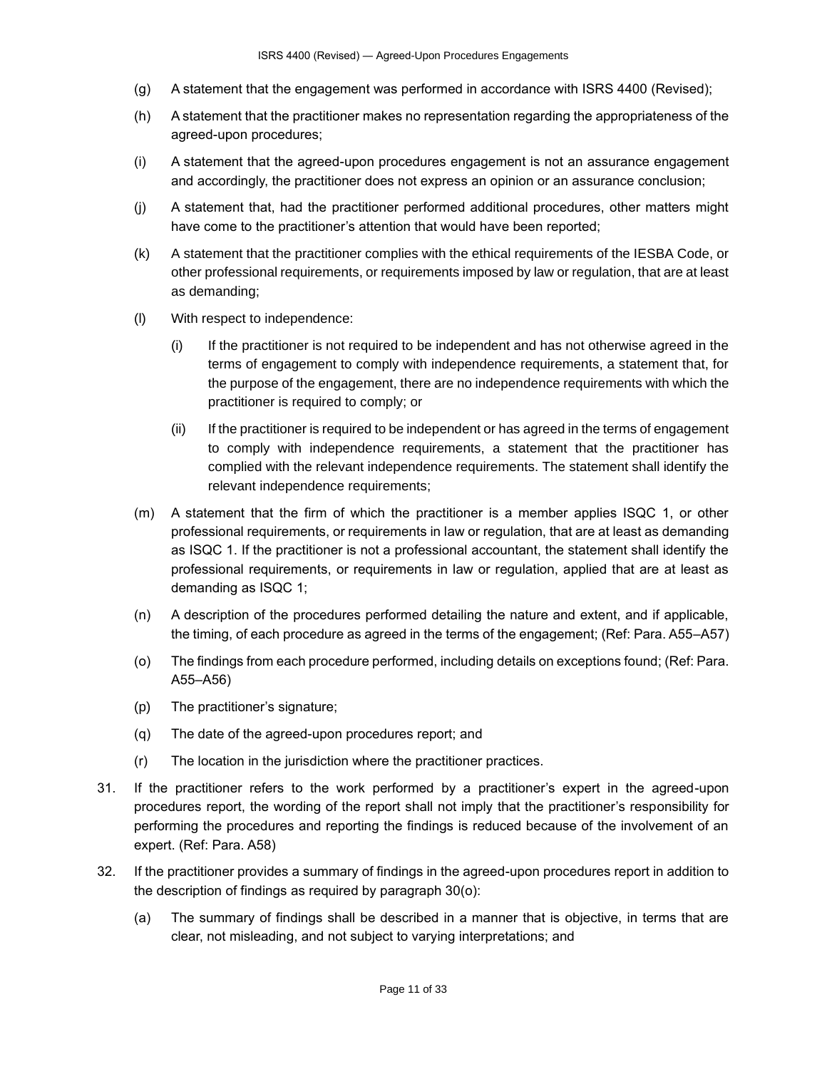(g) A statement that the engagement was performed in accordance with ISRS 4400 (Revised);

(h) A statement that the practitioner makes no representation regarding the appropriateness of the agreed-upon procedures;

(i) A statement that the agreed-upon procedures engagement is not an assurance engagement and accordingly, the practitioner does not express an opinion or an assurance conclusion;

(j) A statement that, had the practitioner performed additional procedures, other matters might have come to the practitioner's attention that would have been reported;

(k) A statement that the practitioner complies with the ethical requirements of the IESBA Code, or other professional requirements, or requirements imposed by law or regulation, that are at least as demanding;

(l) With respect to independence:

   (i) If the practitioner is not required to be independent and has not otherwise agreed in the terms of engagement to comply with independence requirements, a statement that, for the purpose of the engagement, there are no independence requirements with which the practitioner is required to comply; or

   (ii) If the practitioner is required to be independent or has agreed in the terms of engagement to comply with independence requirements, a statement that the practitioner has complied with the relevant independence requirements. The statement shall identify the relevant independence requirements;

(m) A statement that the firm of which the practitioner is a member applies ISQC 1, or other professional requirements, or requirements in law or regulation, that are at least as demanding as ISQC 1. If the practitioner is not a professional accountant, the statement shall identify the professional requirements, or requirements in law or regulation, applied that are at least as demanding as ISQC 1;

(n) A description of the procedures performed detailing the nature and extent, and if applicable, the timing, of each procedure as agreed in the terms of the engagement; (Ref: Para. A55–A57)

(o) The findings from each procedure performed, including details on exceptions found; (Ref: Para. A55–A56)

(p) The practitioner's signature;

(q) The date of the agreed-upon procedures report; and

(r) The location in the jurisdiction where the practitioner practices.

31. If the practitioner refers to the work performed by a practitioner's expert in the agreed-upon procedures report, the wording of the report shall not imply that the practitioner's responsibility for performing the procedures and reporting the findings is reduced because of the involvement of an expert. (Ref: Para. A58)

32. If the practitioner provides a summary of findings in the agreed-upon procedures report in addition to the description of findings as required by paragraph 30(o):

   (a) The summary of findings shall be described in a manner that is objective, in terms that are clear, not misleading, and not subject to varying interpretations; and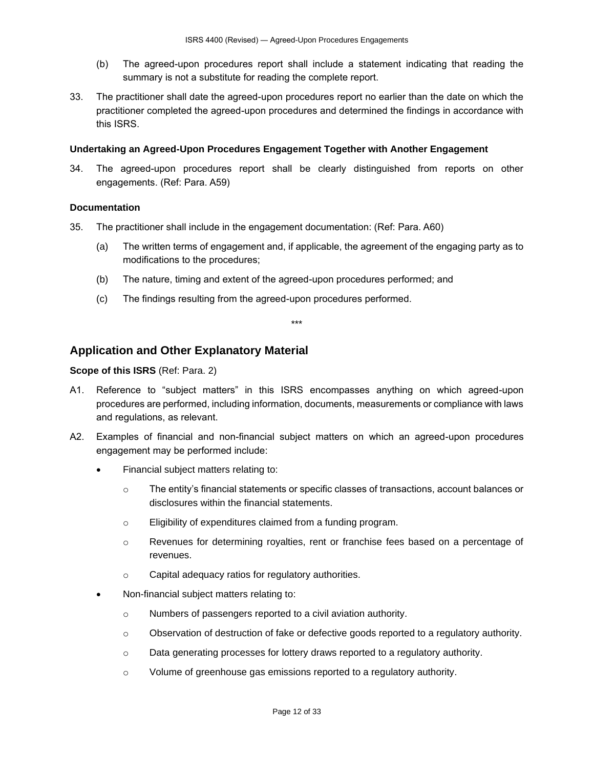(b) The agreed-upon procedures report shall include a statement indicating that reading the summary is not a substitute for reading the complete report.

33. The practitioner shall date the agreed-upon procedures report no earlier than the date on which the practitioner completed the agreed-upon procedures and determined the findings in accordance with this ISRS.

### Undertaking an Agreed-Upon Procedures Engagement Together with Another Engagement

34. The agreed-upon procedures report shall be clearly distinguished from reports on other engagements. (Ref: Para. A59)

### Documentation

35. The practitioner shall include in the engagement documentation: (Ref: Para. A60)

    (a) The written terms of engagement and, if applicable, the agreement of the engaging party as to modifications to the procedures;

    (b) The nature, timing and extent of the agreed-upon procedures performed; and

    (c) The findings resulting from the agreed-upon procedures performed.

\*\*\*

## Application and Other Explanatory Material

**Scope of this ISRS** (Ref: Para. 2)

A1. Reference to “subject matters” in this ISRS encompasses anything on which agreed-upon procedures are performed, including information, documents, measurements or compliance with laws and regulations, as relevant.

A2. Examples of financial and non-financial subject matters on which an agreed-upon procedures engagement may be performed include:

- Financial subject matters relating to:
    - The entity’s financial statements or specific classes of transactions, account balances or disclosures within the financial statements.
    - Eligibility of expenditures claimed from a funding program.
    - Revenues for determining royalties, rent or franchise fees based on a percentage of revenues.
    - Capital adequacy ratios for regulatory authorities.
- Non-financial subject matters relating to:
    - Numbers of passengers reported to a civil aviation authority.
    - Observation of destruction of fake or defective goods reported to a regulatory authority.
    - Data generating processes for lottery draws reported to a regulatory authority.
    - Volume of greenhouse gas emissions reported to a regulatory authority.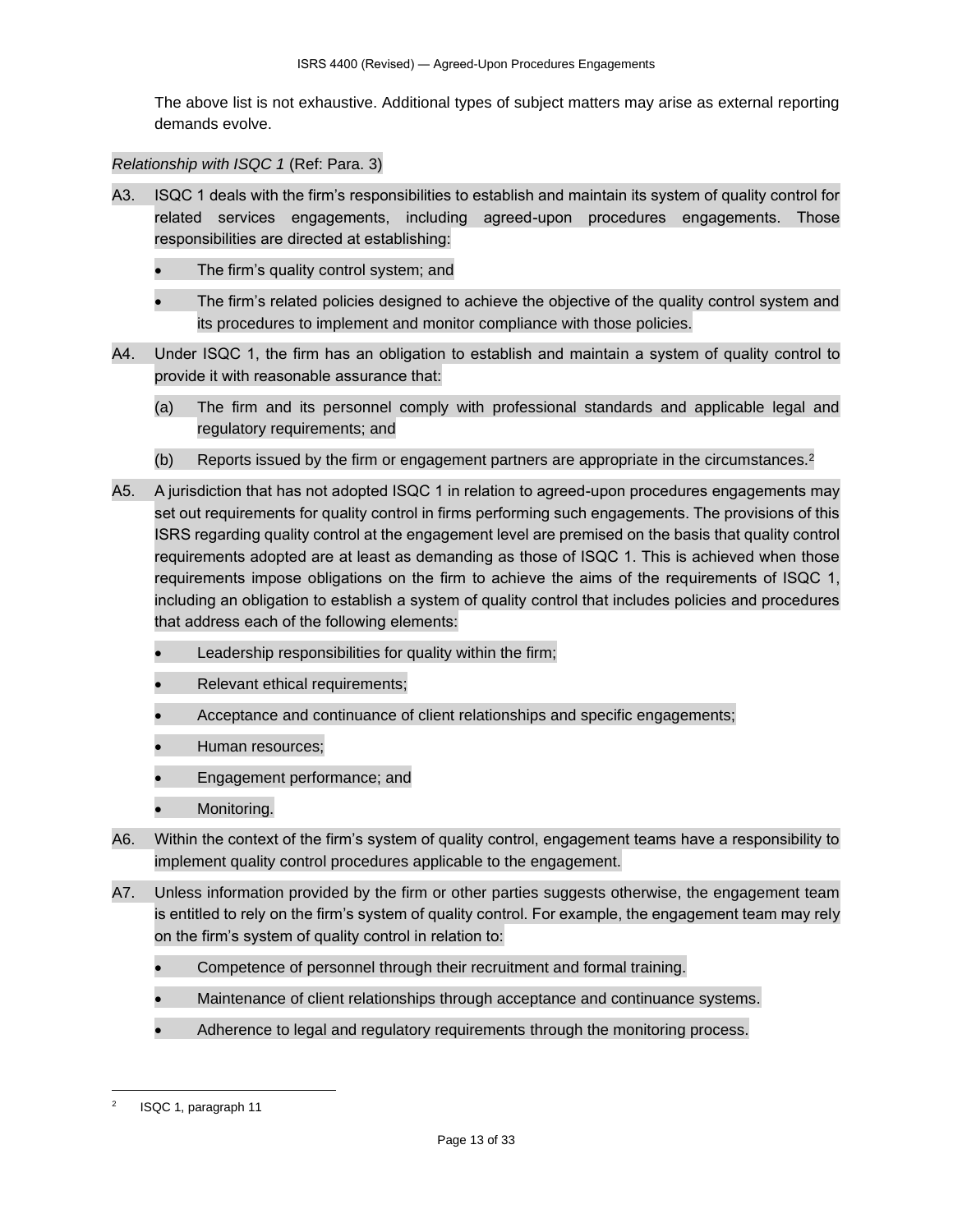The above list is not exhaustive. Additional types of subject matters may arise as external reporting demands evolve.

*Relationship with ISQC 1* (Ref: Para. 3)

A3. ISQC 1 deals with the firm's responsibilities to establish and maintain its system of quality control for related services engagements, including agreed-upon procedures engagements. Those responsibilities are directed at establishing:

- The firm's quality control system; and
- The firm's related policies designed to achieve the objective of the quality control system and its procedures to implement and monitor compliance with those policies.

A4. Under ISQC 1, the firm has an obligation to establish and maintain a system of quality control to provide it with reasonable assurance that:

(a) The firm and its personnel comply with professional standards and applicable legal and regulatory requirements; and

(b) Reports issued by the firm or engagement partners are appropriate in the circumstances.[2]

A5. A jurisdiction that has not adopted ISQC 1 in relation to agreed-upon procedures engagements may set out requirements for quality control in firms performing such engagements. The provisions of this ISRS regarding quality control at the engagement level are premised on the basis that quality control requirements adopted are at least as demanding as those of ISQC 1. This is achieved when those requirements impose obligations on the firm to achieve the aims of the requirements of ISQC 1, including an obligation to establish a system of quality control that includes policies and procedures that address each of the following elements:

- Leadership responsibilities for quality within the firm;
- Relevant ethical requirements;
- Acceptance and continuance of client relationships and specific engagements;
- Human resources;
- Engagement performance; and
- Monitoring.

A6. Within the context of the firm's system of quality control, engagement teams have a responsibility to implement quality control procedures applicable to the engagement.

A7. Unless information provided by the firm or other parties suggests otherwise, the engagement team is entitled to rely on the firm's system of quality control. For example, the engagement team may rely on the firm's system of quality control in relation to:

- Competence of personnel through their recruitment and formal training.
- Maintenance of client relationships through acceptance and continuance systems.
- Adherence to legal and regulatory requirements through the monitoring process.

---

[2] ISQC 1, paragraph 11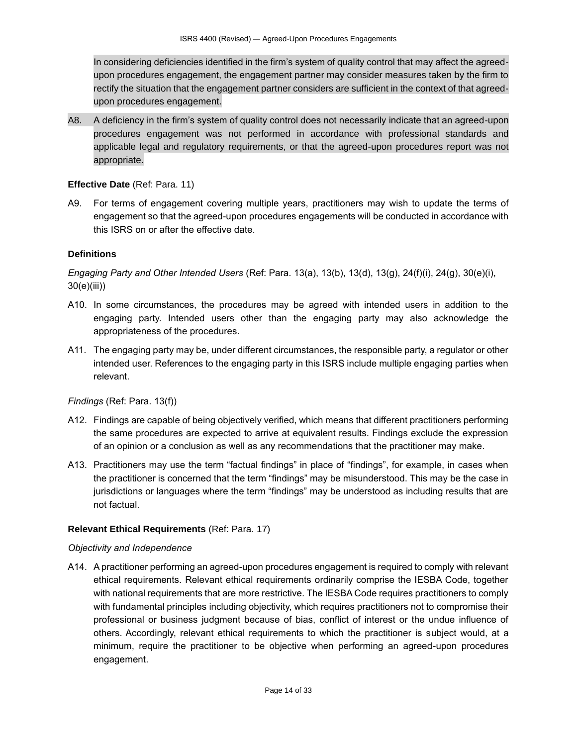In considering deficiencies identified in the firm's system of quality control that may affect the agreed-upon procedures engagement, the engagement partner may consider measures taken by the firm to rectify the situation that the engagement partner considers are sufficient in the context of that agreed-upon procedures engagement.

A8. A deficiency in the firm's system of quality control does not necessarily indicate that an agreed-upon procedures engagement was not performed in accordance with professional standards and applicable legal and regulatory requirements, or that the agreed-upon procedures report was not appropriate.

**Effective Date** (Ref: Para. 11)

A9. For terms of engagement covering multiple years, practitioners may wish to update the terms of engagement so that the agreed-upon procedures engagements will be conducted in accordance with this ISRS on or after the effective date.

**Definitions**

*Engaging Party and Other Intended Users* (Ref: Para. 13(a), 13(b), 13(d), 13(g), 24(f)(i), 24(g), 30(e)(i), 30(e)(iii))

A10. In some circumstances, the procedures may be agreed with intended users in addition to the engaging party. Intended users other than the engaging party may also acknowledge the appropriateness of the procedures.

A11. The engaging party may be, under different circumstances, the responsible party, a regulator or other intended user. References to the engaging party in this ISRS include multiple engaging parties when relevant.

*Findings* (Ref: Para. 13(f))

A12. Findings are capable of being objectively verified, which means that different practitioners performing the same procedures are expected to arrive at equivalent results. Findings exclude the expression of an opinion or a conclusion as well as any recommendations that the practitioner may make.

A13. Practitioners may use the term "factual findings" in place of "findings", for example, in cases when the practitioner is concerned that the term "findings" may be misunderstood. This may be the case in jurisdictions or languages where the term "findings" may be understood as including results that are not factual.

**Relevant Ethical Requirements** (Ref: Para. 17)

*Objectivity and Independence*

A14. A practitioner performing an agreed-upon procedures engagement is required to comply with relevant ethical requirements. Relevant ethical requirements ordinarily comprise the IESBA Code, together with national requirements that are more restrictive. The IESBA Code requires practitioners to comply with fundamental principles including objectivity, which requires practitioners not to compromise their professional or business judgment because of bias, conflict of interest or the undue influence of others. Accordingly, relevant ethical requirements to which the practitioner is subject would, at a minimum, require the practitioner to be objective when performing an agreed-upon procedures engagement.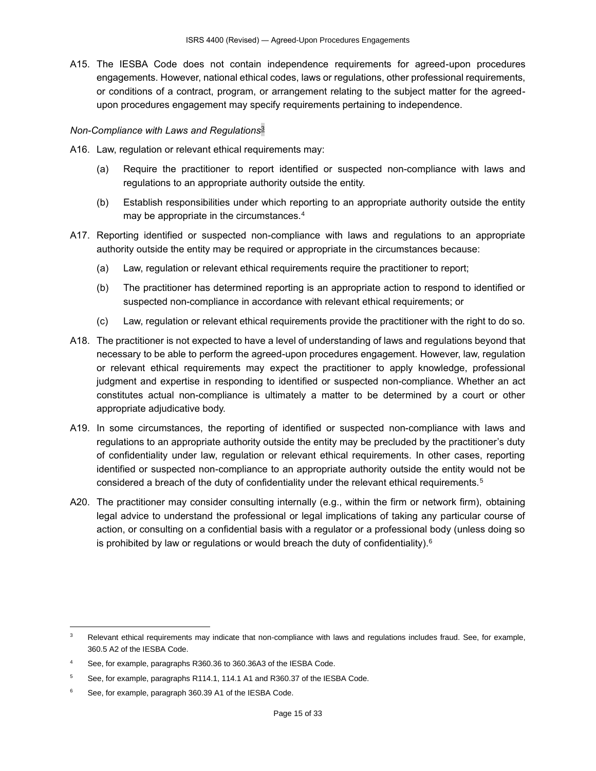A15. The IESBA Code does not contain independence requirements for agreed-upon procedures engagements. However, national ethical codes, laws or regulations, other professional requirements, or conditions of a contract, program, or arrangement relating to the subject matter for the agreed-upon procedures engagement may specify requirements pertaining to independence.

*Non-Compliance with Laws and Regulations*[3]

A16. Law, regulation or relevant ethical requirements may:

(a) Require the practitioner to report identified or suspected non-compliance with laws and regulations to an appropriate authority outside the entity.

(b) Establish responsibilities under which reporting to an appropriate authority outside the entity may be appropriate in the circumstances.[4]

A17. Reporting identified or suspected non-compliance with laws and regulations to an appropriate authority outside the entity may be required or appropriate in the circumstances because:

(a) Law, regulation or relevant ethical requirements require the practitioner to report;

(b) The practitioner has determined reporting is an appropriate action to respond to identified or suspected non-compliance in accordance with relevant ethical requirements; or

(c) Law, regulation or relevant ethical requirements provide the practitioner with the right to do so.

A18. The practitioner is not expected to have a level of understanding of laws and regulations beyond that necessary to be able to perform the agreed-upon procedures engagement. However, law, regulation or relevant ethical requirements may expect the practitioner to apply knowledge, professional judgment and expertise in responding to identified or suspected non-compliance. Whether an act constitutes actual non-compliance is ultimately a matter to be determined by a court or other appropriate adjudicative body.

A19. In some circumstances, the reporting of identified or suspected non-compliance with laws and regulations to an appropriate authority outside the entity may be precluded by the practitioner's duty of confidentiality under law, regulation or relevant ethical requirements. In other cases, reporting identified or suspected non-compliance to an appropriate authority outside the entity would not be considered a breach of the duty of confidentiality under the relevant ethical requirements.[5]

A20. The practitioner may consider consulting internally (e.g., within the firm or network firm), obtaining legal advice to understand the professional or legal implications of taking any particular course of action, or consulting on a confidential basis with a regulator or a professional body (unless doing so is prohibited by law or regulations or would breach the duty of confidentiality).[6]

---

[3] Relevant ethical requirements may indicate that non-compliance with laws and regulations includes fraud. See, for example, 360.5 A2 of the IESBA Code.

[4] See, for example, paragraphs R360.36 to 360.36A3 of the IESBA Code.

[5] See, for example, paragraphs R114.1, 114.1 A1 and R360.37 of the IESBA Code.

[6] See, for example, paragraph 360.39 A1 of the IESBA Code.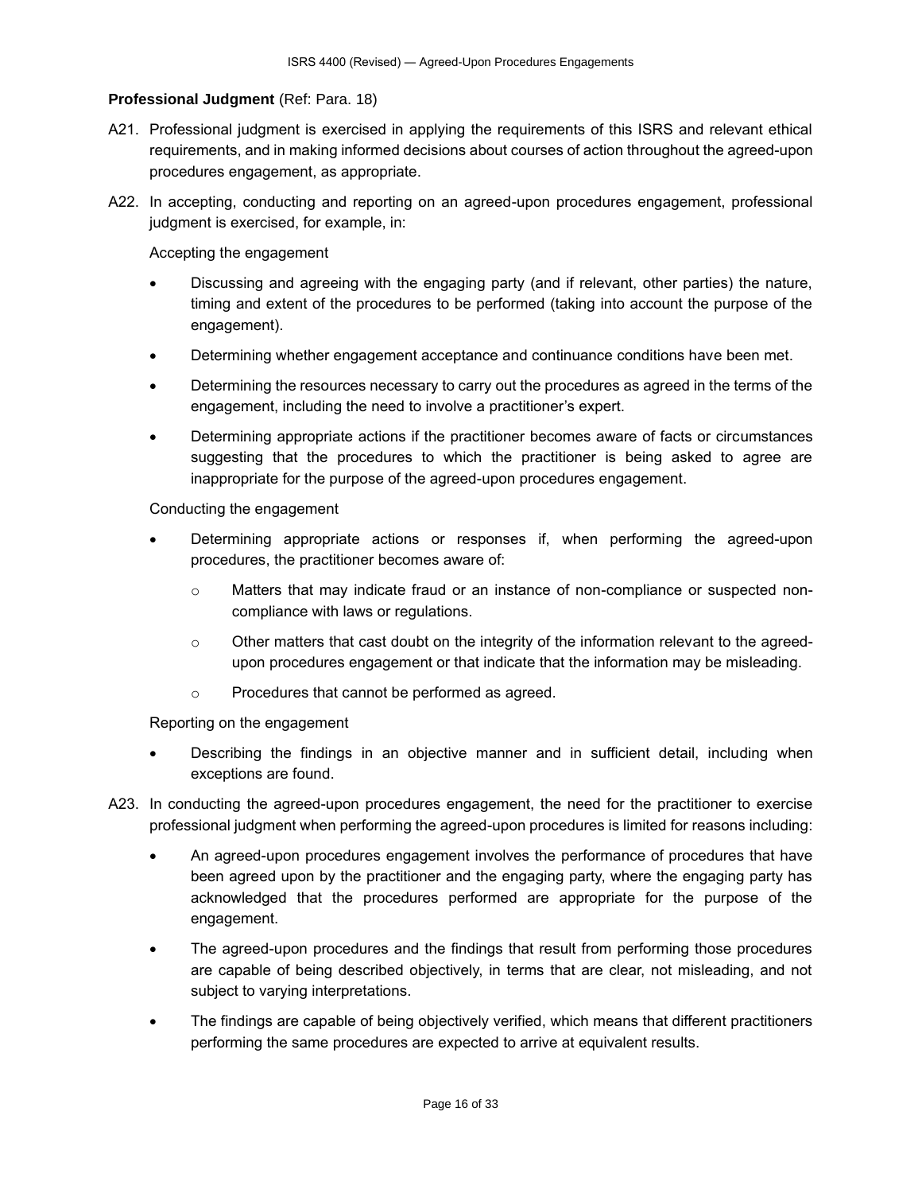**Professional Judgment** (Ref: Para. 18)

A21. Professional judgment is exercised in applying the requirements of this ISRS and relevant ethical requirements, and in making informed decisions about courses of action throughout the agreed-upon procedures engagement, as appropriate.

A22. In accepting, conducting and reporting on an agreed-upon procedures engagement, professional judgment is exercised, for example, in:

Accepting the engagement

- Discussing and agreeing with the engaging party (and if relevant, other parties) the nature, timing and extent of the procedures to be performed (taking into account the purpose of the engagement).
- Determining whether engagement acceptance and continuance conditions have been met.
- Determining the resources necessary to carry out the procedures as agreed in the terms of the engagement, including the need to involve a practitioner's expert.
- Determining appropriate actions if the practitioner becomes aware of facts or circumstances suggesting that the procedures to which the practitioner is being asked to agree are inappropriate for the purpose of the agreed-upon procedures engagement.

Conducting the engagement

- Determining appropriate actions or responses if, when performing the agreed-upon procedures, the practitioner becomes aware of:
  - Matters that may indicate fraud or an instance of non-compliance or suspected non-compliance with laws or regulations.
  - Other matters that cast doubt on the integrity of the information relevant to the agreed-upon procedures engagement or that indicate that the information may be misleading.
  - Procedures that cannot be performed as agreed.

Reporting on the engagement

- Describing the findings in an objective manner and in sufficient detail, including when exceptions are found.

A23. In conducting the agreed-upon procedures engagement, the need for the practitioner to exercise professional judgment when performing the agreed-upon procedures is limited for reasons including:

- An agreed-upon procedures engagement involves the performance of procedures that have been agreed upon by the practitioner and the engaging party, where the engaging party has acknowledged that the procedures performed are appropriate for the purpose of the engagement.
- The agreed-upon procedures and the findings that result from performing those procedures are capable of being described objectively, in terms that are clear, not misleading, and not subject to varying interpretations.
- The findings are capable of being objectively verified, which means that different practitioners performing the same procedures are expected to arrive at equivalent results.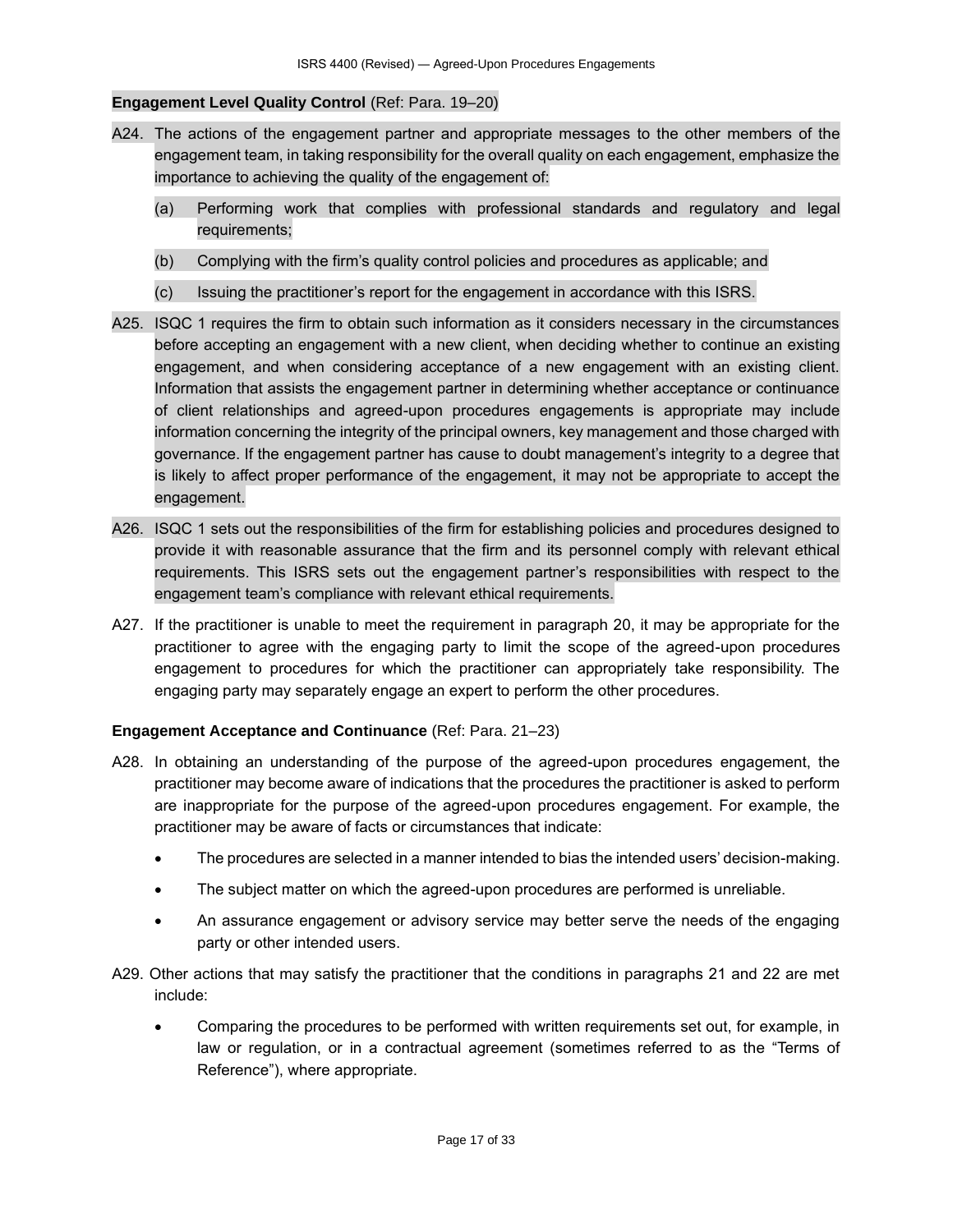**Engagement Level Quality Control** (Ref: Para. 19–20)

A24. The actions of the engagement partner and appropriate messages to the other members of the engagement team, in taking responsibility for the overall quality on each engagement, emphasize the importance to achieving the quality of the engagement of:

(a) Performing work that complies with professional standards and regulatory and legal requirements;

(b) Complying with the firm's quality control policies and procedures as applicable; and

(c) Issuing the practitioner's report for the engagement in accordance with this ISRS.

A25. ISQC 1 requires the firm to obtain such information as it considers necessary in the circumstances before accepting an engagement with a new client, when deciding whether to continue an existing engagement, and when considering acceptance of a new engagement with an existing client. Information that assists the engagement partner in determining whether acceptance or continuance of client relationships and agreed-upon procedures engagements is appropriate may include information concerning the integrity of the principal owners, key management and those charged with governance. If the engagement partner has cause to doubt management's integrity to a degree that is likely to affect proper performance of the engagement, it may not be appropriate to accept the engagement.

A26. ISQC 1 sets out the responsibilities of the firm for establishing policies and procedures designed to provide it with reasonable assurance that the firm and its personnel comply with relevant ethical requirements. This ISRS sets out the engagement partner's responsibilities with respect to the engagement team's compliance with relevant ethical requirements.

A27. If the practitioner is unable to meet the requirement in paragraph 20, it may be appropriate for the practitioner to agree with the engaging party to limit the scope of the agreed-upon procedures engagement to procedures for which the practitioner can appropriately take responsibility. The engaging party may separately engage an expert to perform the other procedures.

**Engagement Acceptance and Continuance** (Ref: Para. 21–23)

A28. In obtaining an understanding of the purpose of the agreed-upon procedures engagement, the practitioner may become aware of indications that the procedures the practitioner is asked to perform are inappropriate for the purpose of the agreed-upon procedures engagement. For example, the practitioner may be aware of facts or circumstances that indicate:

- The procedures are selected in a manner intended to bias the intended users' decision-making.
- The subject matter on which the agreed-upon procedures are performed is unreliable.
- An assurance engagement or advisory service may better serve the needs of the engaging party or other intended users.

A29. Other actions that may satisfy the practitioner that the conditions in paragraphs 21 and 22 are met include:

- Comparing the procedures to be performed with written requirements set out, for example, in law or regulation, or in a contractual agreement (sometimes referred to as the "Terms of Reference"), where appropriate.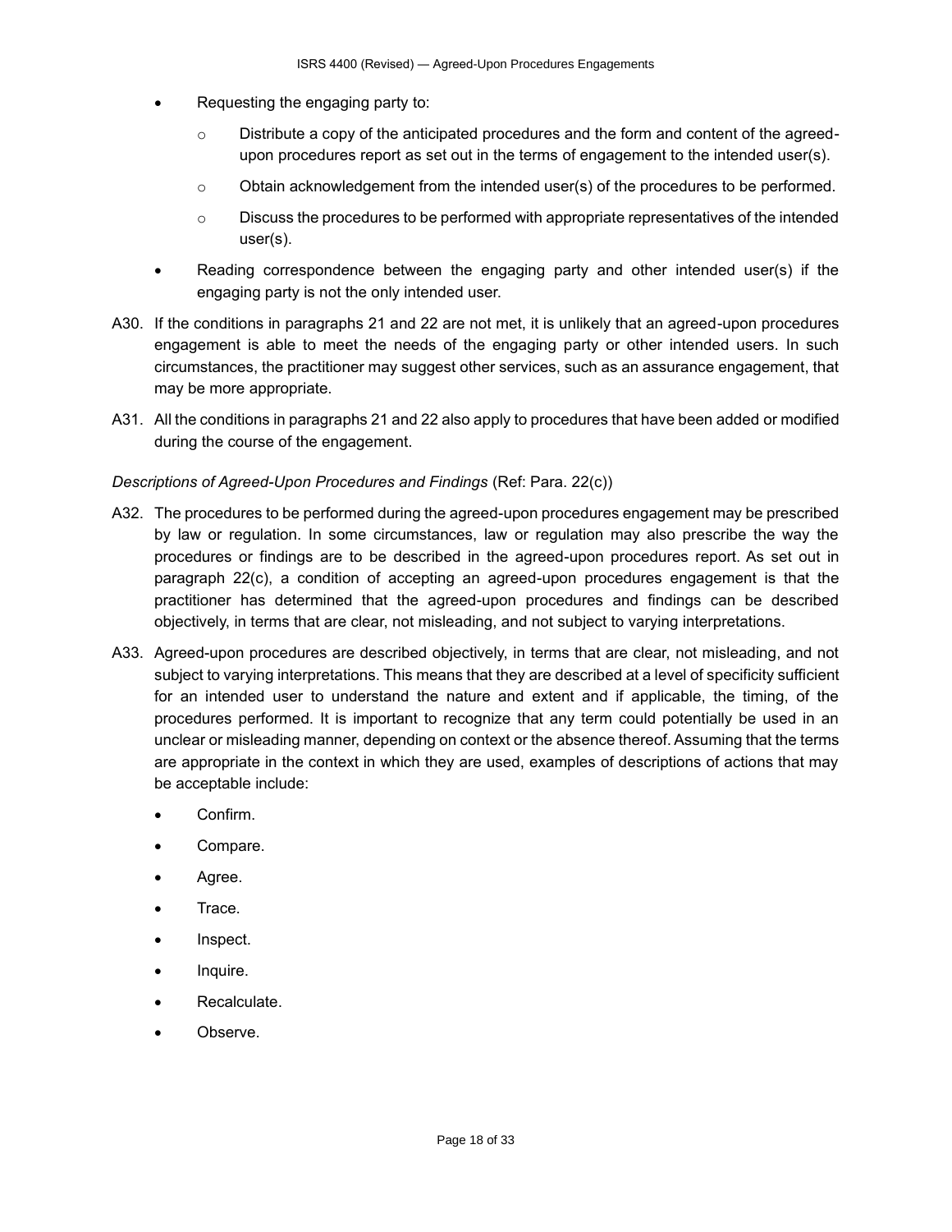- Requesting the engaging party to:
  - Distribute a copy of the anticipated procedures and the form and content of the agreed-upon procedures report as set out in the terms of engagement to the intended user(s).
  - Obtain acknowledgement from the intended user(s) of the procedures to be performed.
  - Discuss the procedures to be performed with appropriate representatives of the intended user(s).
- Reading correspondence between the engaging party and other intended user(s) if the engaging party is not the only intended user.

A30. If the conditions in paragraphs 21 and 22 are not met, it is unlikely that an agreed-upon procedures engagement is able to meet the needs of the engaging party or other intended users. In such circumstances, the practitioner may suggest other services, such as an assurance engagement, that may be more appropriate.

A31. All the conditions in paragraphs 21 and 22 also apply to procedures that have been added or modified during the course of the engagement.

*Descriptions of Agreed-Upon Procedures and Findings* (Ref: Para. 22(c))

A32. The procedures to be performed during the agreed-upon procedures engagement may be prescribed by law or regulation. In some circumstances, law or regulation may also prescribe the way the procedures or findings are to be described in the agreed-upon procedures report. As set out in paragraph 22(c), a condition of accepting an agreed-upon procedures engagement is that the practitioner has determined that the agreed-upon procedures and findings can be described objectively, in terms that are clear, not misleading, and not subject to varying interpretations.

A33. Agreed-upon procedures are described objectively, in terms that are clear, not misleading, and not subject to varying interpretations. This means that they are described at a level of specificity sufficient for an intended user to understand the nature and extent and if applicable, the timing, of the procedures performed. It is important to recognize that any term could potentially be used in an unclear or misleading manner, depending on context or the absence thereof. Assuming that the terms are appropriate in the context in which they are used, examples of descriptions of actions that may be acceptable include:

- Confirm.
- Compare.
- Agree.
- Trace.
- Inspect.
- Inquire.
- Recalculate.
- Observe.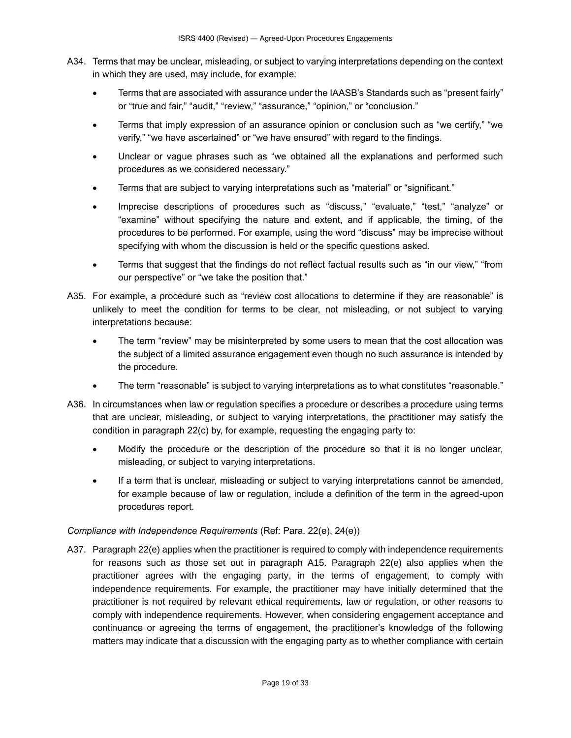A34. Terms that may be unclear, misleading, or subject to varying interpretations depending on the context in which they are used, may include, for example:

- Terms that are associated with assurance under the IAASB's Standards such as "present fairly" or "true and fair," "audit," "review," "assurance," "opinion," or "conclusion."
- Terms that imply expression of an assurance opinion or conclusion such as "we certify," "we verify," "we have ascertained" or "we have ensured" with regard to the findings.
- Unclear or vague phrases such as "we obtained all the explanations and performed such procedures as we considered necessary."
- Terms that are subject to varying interpretations such as "material" or "significant."
- Imprecise descriptions of procedures such as "discuss," "evaluate," "test," "analyze" or "examine" without specifying the nature and extent, and if applicable, the timing, of the procedures to be performed. For example, using the word "discuss" may be imprecise without specifying with whom the discussion is held or the specific questions asked.
- Terms that suggest that the findings do not reflect factual results such as "in our view," "from our perspective" or "we take the position that."

A35. For example, a procedure such as "review cost allocations to determine if they are reasonable" is unlikely to meet the condition for terms to be clear, not misleading, or not subject to varying interpretations because:

- The term "review" may be misinterpreted by some users to mean that the cost allocation was the subject of a limited assurance engagement even though no such assurance is intended by the procedure.
- The term "reasonable" is subject to varying interpretations as to what constitutes "reasonable."

A36. In circumstances when law or regulation specifies a procedure or describes a procedure using terms that are unclear, misleading, or subject to varying interpretations, the practitioner may satisfy the condition in paragraph 22(c) by, for example, requesting the engaging party to:

- Modify the procedure or the description of the procedure so that it is no longer unclear, misleading, or subject to varying interpretations.
- If a term that is unclear, misleading or subject to varying interpretations cannot be amended, for example because of law or regulation, include a definition of the term in the agreed-upon procedures report.

*Compliance with Independence Requirements* (Ref: Para. 22(e), 24(e))

A37. Paragraph 22(e) applies when the practitioner is required to comply with independence requirements for reasons such as those set out in paragraph A15. Paragraph 22(e) also applies when the practitioner agrees with the engaging party, in the terms of engagement, to comply with independence requirements. For example, the practitioner may have initially determined that the practitioner is not required by relevant ethical requirements, law or regulation, or other reasons to comply with independence requirements. However, when considering engagement acceptance and continuance or agreeing the terms of engagement, the practitioner's knowledge of the following matters may indicate that a discussion with the engaging party as to whether compliance with certain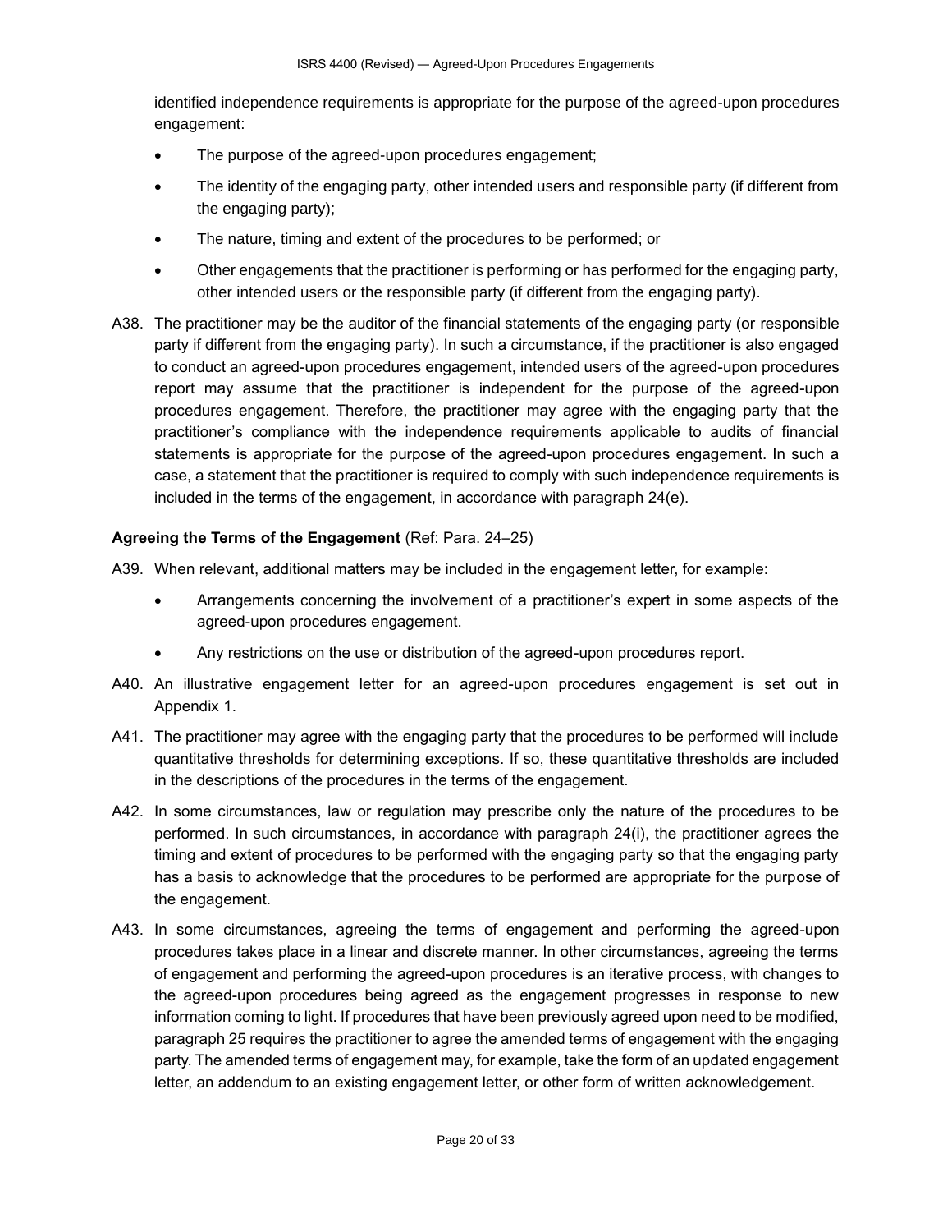identified independence requirements is appropriate for the purpose of the agreed-upon procedures engagement:

- The purpose of the agreed-upon procedures engagement;
- The identity of the engaging party, other intended users and responsible party (if different from the engaging party);
- The nature, timing and extent of the procedures to be performed; or
- Other engagements that the practitioner is performing or has performed for the engaging party, other intended users or the responsible party (if different from the engaging party).

A38. The practitioner may be the auditor of the financial statements of the engaging party (or responsible party if different from the engaging party). In such a circumstance, if the practitioner is also engaged to conduct an agreed-upon procedures engagement, intended users of the agreed-upon procedures report may assume that the practitioner is independent for the purpose of the agreed-upon procedures engagement. Therefore, the practitioner may agree with the engaging party that the practitioner's compliance with the independence requirements applicable to audits of financial statements is appropriate for the purpose of the agreed-upon procedures engagement. In such a case, a statement that the practitioner is required to comply with such independence requirements is included in the terms of the engagement, in accordance with paragraph 24(e).

**Agreeing the Terms of the Engagement** (Ref: Para. 24–25)

A39. When relevant, additional matters may be included in the engagement letter, for example:

- Arrangements concerning the involvement of a practitioner's expert in some aspects of the agreed-upon procedures engagement.
- Any restrictions on the use or distribution of the agreed-upon procedures report.

A40. An illustrative engagement letter for an agreed-upon procedures engagement is set out in Appendix 1.

A41. The practitioner may agree with the engaging party that the procedures to be performed will include quantitative thresholds for determining exceptions. If so, these quantitative thresholds are included in the descriptions of the procedures in the terms of the engagement.

A42. In some circumstances, law or regulation may prescribe only the nature of the procedures to be performed. In such circumstances, in accordance with paragraph 24(i), the practitioner agrees the timing and extent of procedures to be performed with the engaging party so that the engaging party has a basis to acknowledge that the procedures to be performed are appropriate for the purpose of the engagement.

A43. In some circumstances, agreeing the terms of engagement and performing the agreed-upon procedures takes place in a linear and discrete manner. In other circumstances, agreeing the terms of engagement and performing the agreed-upon procedures is an iterative process, with changes to the agreed-upon procedures being agreed as the engagement progresses in response to new information coming to light. If procedures that have been previously agreed upon need to be modified, paragraph 25 requires the practitioner to agree the amended terms of engagement with the engaging party. The amended terms of engagement may, for example, take the form of an updated engagement letter, an addendum to an existing engagement letter, or other form of written acknowledgement.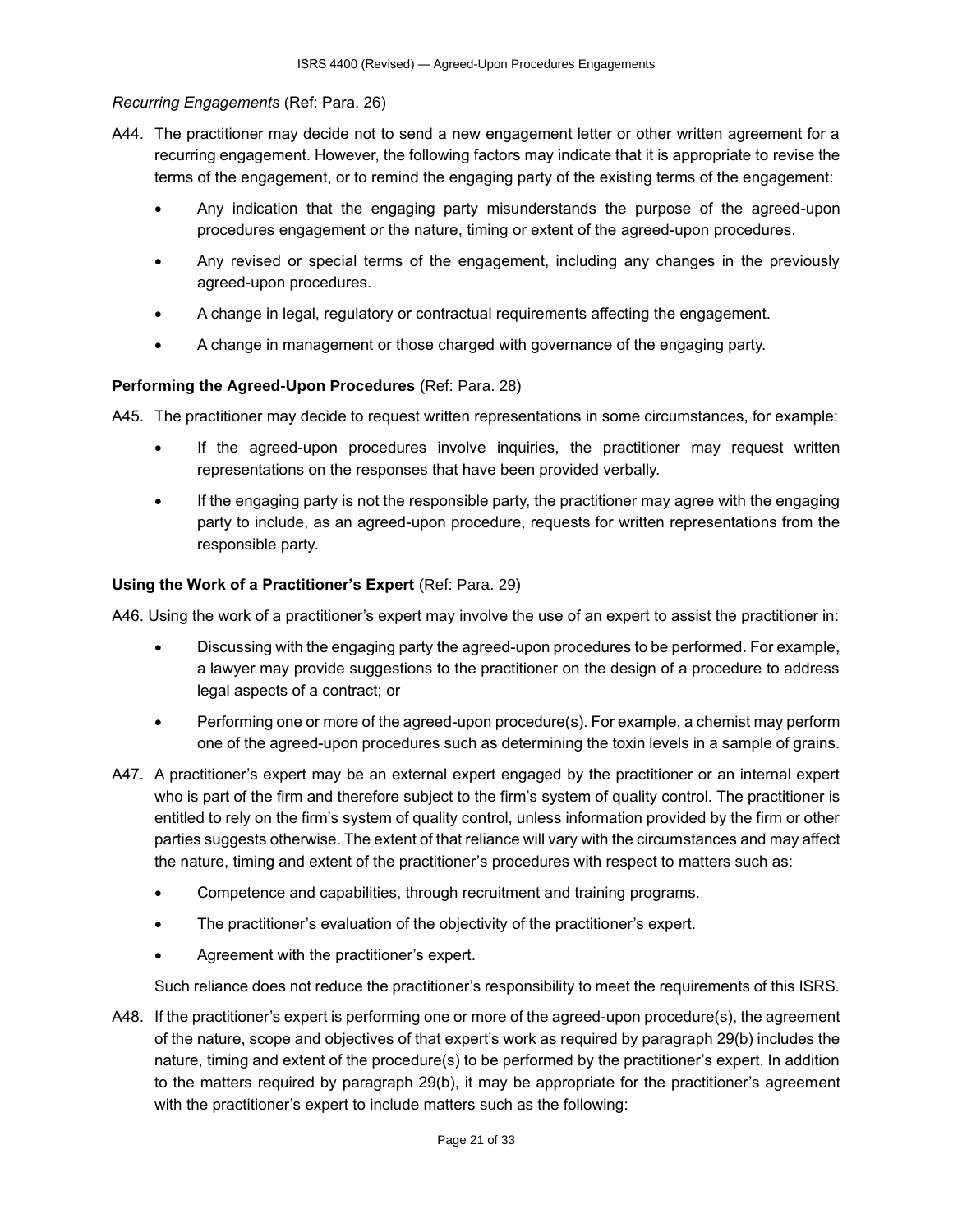*Recurring Engagements* (Ref: Para. 26)

A44. The practitioner may decide not to send a new engagement letter or other written agreement for a recurring engagement. However, the following factors may indicate that it is appropriate to revise the terms of the engagement, or to remind the engaging party of the existing terms of the engagement:

- Any indication that the engaging party misunderstands the purpose of the agreed-upon procedures engagement or the nature, timing or extent of the agreed-upon procedures.
- Any revised or special terms of the engagement, including any changes in the previously agreed-upon procedures.
- A change in legal, regulatory or contractual requirements affecting the engagement.
- A change in management or those charged with governance of the engaging party.

**Performing the Agreed-Upon Procedures** (Ref: Para. 28)

A45. The practitioner may decide to request written representations in some circumstances, for example:

- If the agreed-upon procedures involve inquiries, the practitioner may request written representations on the responses that have been provided verbally.
- If the engaging party is not the responsible party, the practitioner may agree with the engaging party to include, as an agreed-upon procedure, requests for written representations from the responsible party.

**Using the Work of a Practitioner's Expert** (Ref: Para. 29)

A46. Using the work of a practitioner's expert may involve the use of an expert to assist the practitioner in:

- Discussing with the engaging party the agreed-upon procedures to be performed. For example, a lawyer may provide suggestions to the practitioner on the design of a procedure to address legal aspects of a contract; or
- Performing one or more of the agreed-upon procedure(s). For example, a chemist may perform one of the agreed-upon procedures such as determining the toxin levels in a sample of grains.

A47. A practitioner's expert may be an external expert engaged by the practitioner or an internal expert who is part of the firm and therefore subject to the firm's system of quality control. The practitioner is entitled to rely on the firm's system of quality control, unless information provided by the firm or other parties suggests otherwise. The extent of that reliance will vary with the circumstances and may affect the nature, timing and extent of the practitioner's procedures with respect to matters such as:

- Competence and capabilities, through recruitment and training programs.
- The practitioner's evaluation of the objectivity of the practitioner's expert.
- Agreement with the practitioner's expert.

Such reliance does not reduce the practitioner's responsibility to meet the requirements of this ISRS.

A48. If the practitioner's expert is performing one or more of the agreed-upon procedure(s), the agreement of the nature, scope and objectives of that expert's work as required by paragraph 29(b) includes the nature, timing and extent of the procedure(s) to be performed by the practitioner's expert. In addition to the matters required by paragraph 29(b), it may be appropriate for the practitioner's agreement with the practitioner's expert to include matters such as the following: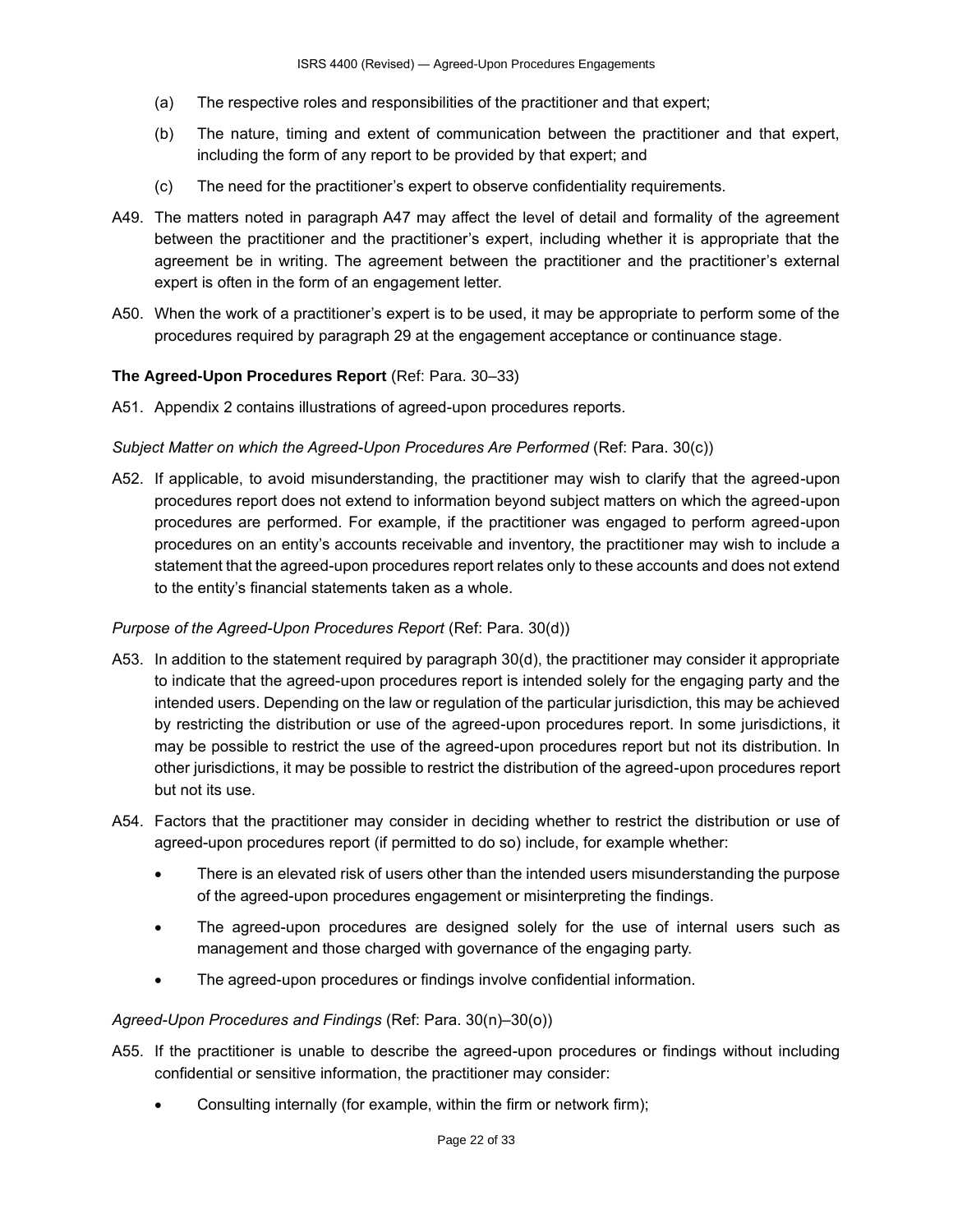(a) The respective roles and responsibilities of the practitioner and that expert;

(b) The nature, timing and extent of communication between the practitioner and that expert, including the form of any report to be provided by that expert; and

(c) The need for the practitioner's expert to observe confidentiality requirements.

A49. The matters noted in paragraph A47 may affect the level of detail and formality of the agreement between the practitioner and the practitioner's expert, including whether it is appropriate that the agreement be in writing. The agreement between the practitioner and the practitioner's external expert is often in the form of an engagement letter.

A50. When the work of a practitioner's expert is to be used, it may be appropriate to perform some of the procedures required by paragraph 29 at the engagement acceptance or continuance stage.

**The Agreed-Upon Procedures Report** (Ref: Para. 30–33)

A51. Appendix 2 contains illustrations of agreed-upon procedures reports.

*Subject Matter on which the Agreed-Upon Procedures Are Performed* (Ref: Para. 30(c))

A52. If applicable, to avoid misunderstanding, the practitioner may wish to clarify that the agreed-upon procedures report does not extend to information beyond subject matters on which the agreed-upon procedures are performed. For example, if the practitioner was engaged to perform agreed-upon procedures on an entity's accounts receivable and inventory, the practitioner may wish to include a statement that the agreed-upon procedures report relates only to these accounts and does not extend to the entity's financial statements taken as a whole.

*Purpose of the Agreed-Upon Procedures Report* (Ref: Para. 30(d))

A53. In addition to the statement required by paragraph 30(d), the practitioner may consider it appropriate to indicate that the agreed-upon procedures report is intended solely for the engaging party and the intended users. Depending on the law or regulation of the particular jurisdiction, this may be achieved by restricting the distribution or use of the agreed-upon procedures report. In some jurisdictions, it may be possible to restrict the use of the agreed-upon procedures report but not its distribution. In other jurisdictions, it may be possible to restrict the distribution of the agreed-upon procedures report but not its use.

A54. Factors that the practitioner may consider in deciding whether to restrict the distribution or use of agreed-upon procedures report (if permitted to do so) include, for example whether:

- There is an elevated risk of users other than the intended users misunderstanding the purpose of the agreed-upon procedures engagement or misinterpreting the findings.
- The agreed-upon procedures are designed solely for the use of internal users such as management and those charged with governance of the engaging party.
- The agreed-upon procedures or findings involve confidential information.

*Agreed-Upon Procedures and Findings* (Ref: Para. 30(n)–30(o))

A55. If the practitioner is unable to describe the agreed-upon procedures or findings without including confidential or sensitive information, the practitioner may consider:

- Consulting internally (for example, within the firm or network firm);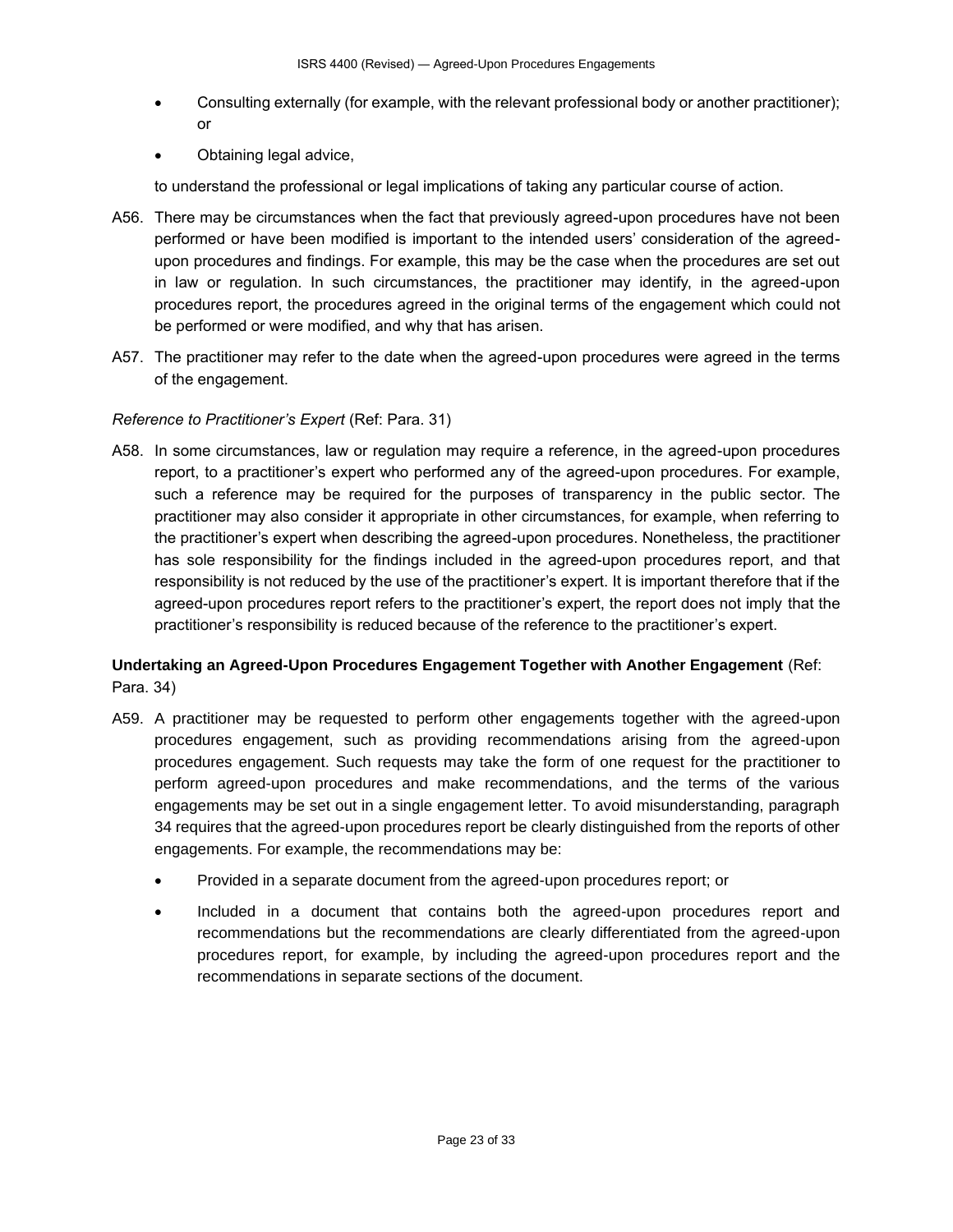- Consulting externally (for example, with the relevant professional body or another practitioner); or
- Obtaining legal advice,

to understand the professional or legal implications of taking any particular course of action.

A56. There may be circumstances when the fact that previously agreed-upon procedures have not been performed or have been modified is important to the intended users' consideration of the agreed-upon procedures and findings. For example, this may be the case when the procedures are set out in law or regulation. In such circumstances, the practitioner may identify, in the agreed-upon procedures report, the procedures agreed in the original terms of the engagement which could not be performed or were modified, and why that has arisen.

A57. The practitioner may refer to the date when the agreed-upon procedures were agreed in the terms of the engagement.

*Reference to Practitioner's Expert* (Ref: Para. 31)

A58. In some circumstances, law or regulation may require a reference, in the agreed-upon procedures report, to a practitioner's expert who performed any of the agreed-upon procedures. For example, such a reference may be required for the purposes of transparency in the public sector. The practitioner may also consider it appropriate in other circumstances, for example, when referring to the practitioner's expert when describing the agreed-upon procedures. Nonetheless, the practitioner has sole responsibility for the findings included in the agreed-upon procedures report, and that responsibility is not reduced by the use of the practitioner's expert. It is important therefore that if the agreed-upon procedures report refers to the practitioner's expert, the report does not imply that the practitioner's responsibility is reduced because of the reference to the practitioner's expert.

**Undertaking an Agreed-Upon Procedures Engagement Together with Another Engagement** (Ref: Para. 34)

A59. A practitioner may be requested to perform other engagements together with the agreed-upon procedures engagement, such as providing recommendations arising from the agreed-upon procedures engagement. Such requests may take the form of one request for the practitioner to perform agreed-upon procedures and make recommendations, and the terms of the various engagements may be set out in a single engagement letter. To avoid misunderstanding, paragraph 34 requires that the agreed-upon procedures report be clearly distinguished from the reports of other engagements. For example, the recommendations may be:

- Provided in a separate document from the agreed-upon procedures report; or
- Included in a document that contains both the agreed-upon procedures report and recommendations but the recommendations are clearly differentiated from the agreed-upon procedures report, for example, by including the agreed-upon procedures report and the recommendations in separate sections of the document.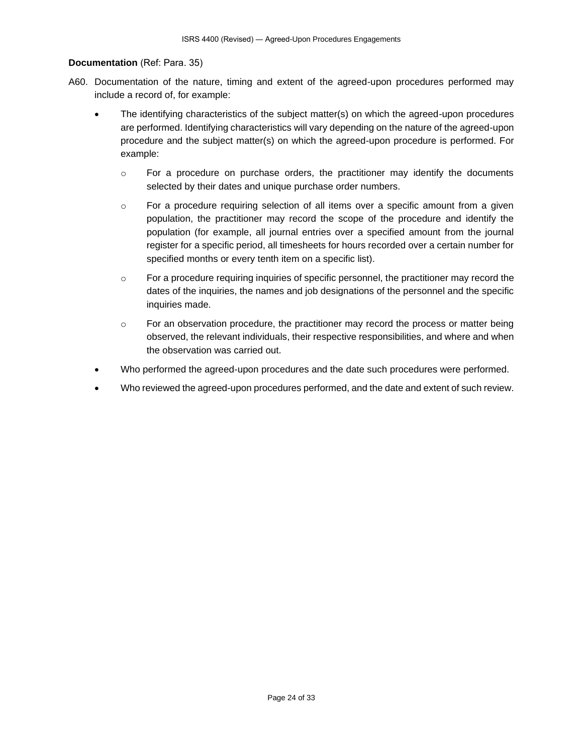**Documentation** (Ref: Para. 35)

A60. Documentation of the nature, timing and extent of the agreed-upon procedures performed may include a record of, for example:

- The identifying characteristics of the subject matter(s) on which the agreed-upon procedures are performed. Identifying characteristics will vary depending on the nature of the agreed-upon procedure and the subject matter(s) on which the agreed-upon procedure is performed. For example:
    - For a procedure on purchase orders, the practitioner may identify the documents selected by their dates and unique purchase order numbers.
    - For a procedure requiring selection of all items over a specific amount from a given population, the practitioner may record the scope of the procedure and identify the population (for example, all journal entries over a specified amount from the journal register for a specific period, all timesheets for hours recorded over a certain number for specified months or every tenth item on a specific list).
    - For a procedure requiring inquiries of specific personnel, the practitioner may record the dates of the inquiries, the names and job designations of the personnel and the specific inquiries made.
    - For an observation procedure, the practitioner may record the process or matter being observed, the relevant individuals, their respective responsibilities, and where and when the observation was carried out.
- Who performed the agreed-upon procedures and the date such procedures were performed.
- Who reviewed the agreed-upon procedures performed, and the date and extent of such review.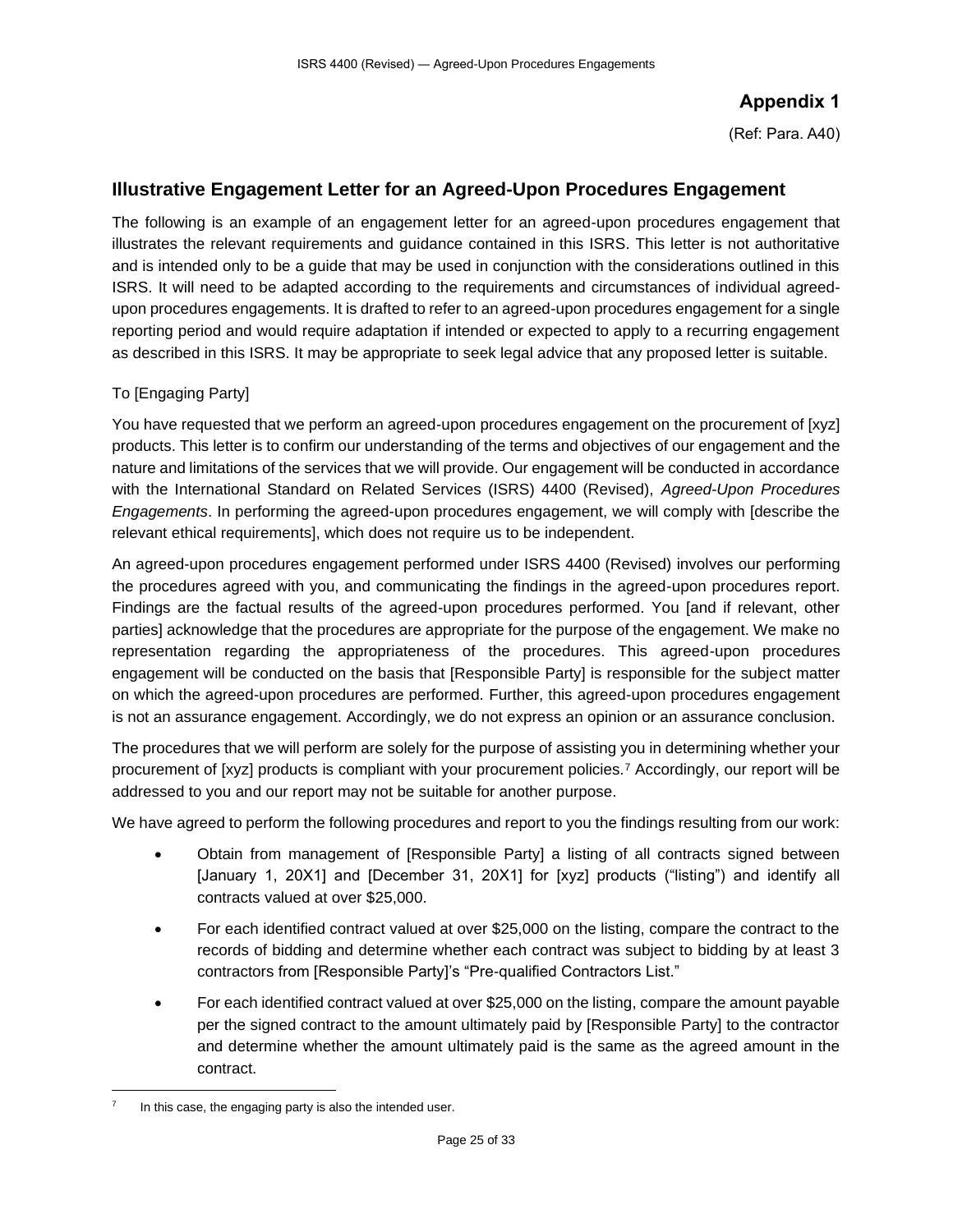## Appendix 1

(Ref: Para. A40)

## Illustrative Engagement Letter for an Agreed-Upon Procedures Engagement

The following is an example of an engagement letter for an agreed-upon procedures engagement that illustrates the relevant requirements and guidance contained in this ISRS. This letter is not authoritative and is intended only to be a guide that may be used in conjunction with the considerations outlined in this ISRS. It will need to be adapted according to the requirements and circumstances of individual agreed-upon procedures engagements. It is drafted to refer to an agreed-upon procedures engagement for a single reporting period and would require adaptation if intended or expected to apply to a recurring engagement as described in this ISRS. It may be appropriate to seek legal advice that any proposed letter is suitable.

To [Engaging Party]

You have requested that we perform an agreed-upon procedures engagement on the procurement of [xyz] products. This letter is to confirm our understanding of the terms and objectives of our engagement and the nature and limitations of the services that we will provide. Our engagement will be conducted in accordance with the International Standard on Related Services (ISRS) 4400 (Revised), *Agreed-Upon Procedures Engagements*. In performing the agreed-upon procedures engagement, we will comply with [describe the relevant ethical requirements], which does not require us to be independent.

An agreed-upon procedures engagement performed under ISRS 4400 (Revised) involves our performing the procedures agreed with you, and communicating the findings in the agreed-upon procedures report. Findings are the factual results of the agreed-upon procedures performed. You [and if relevant, other parties] acknowledge that the procedures are appropriate for the purpose of the engagement. We make no representation regarding the appropriateness of the procedures. This agreed-upon procedures engagement will be conducted on the basis that [Responsible Party] is responsible for the subject matter on which the agreed-upon procedures are performed. Further, this agreed-upon procedures engagement is not an assurance engagement. Accordingly, we do not express an opinion or an assurance conclusion.

The procedures that we will perform are solely for the purpose of assisting you in determining whether your procurement of [xyz] products is compliant with your procurement policies.[7] Accordingly, our report will be addressed to you and our report may not be suitable for another purpose.

We have agreed to perform the following procedures and report to you the findings resulting from our work:

- Obtain from management of [Responsible Party] a listing of all contracts signed between [January 1, 20X1] and [December 31, 20X1] for [xyz] products ("listing") and identify all contracts valued at over $25,000.
- For each identified contract valued at over $25,000 on the listing, compare the contract to the records of bidding and determine whether each contract was subject to bidding by at least 3 contractors from [Responsible Party]'s "Pre-qualified Contractors List."
- For each identified contract valued at over $25,000 on the listing, compare the amount payable per the signed contract to the amount ultimately paid by [Responsible Party] to the contractor and determine whether the amount ultimately paid is the same as the agreed amount in the contract.

[7] In this case, the engaging party is also the intended user.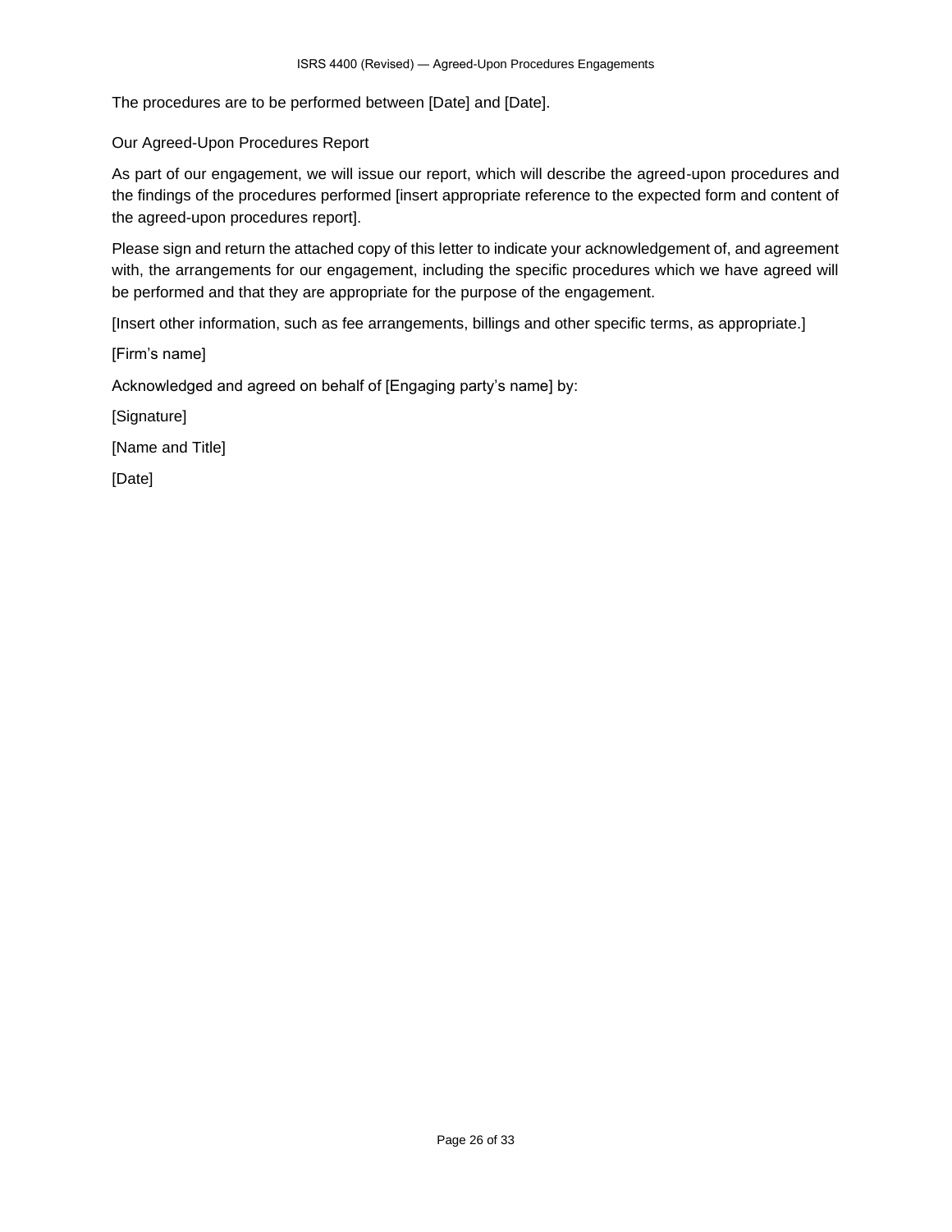The procedures are to be performed between [Date] and [Date].

Our Agreed-Upon Procedures Report

As part of our engagement, we will issue our report, which will describe the agreed-upon procedures and the findings of the procedures performed [insert appropriate reference to the expected form and content of the agreed-upon procedures report].

Please sign and return the attached copy of this letter to indicate your acknowledgement of, and agreement with, the arrangements for our engagement, including the specific procedures which we have agreed will be performed and that they are appropriate for the purpose of the engagement.

[Insert other information, such as fee arrangements, billings and other specific terms, as appropriate.]

[Firm's name]

Acknowledged and agreed on behalf of [Engaging party's name] by:

[Signature]

[Name and Title]

[Date]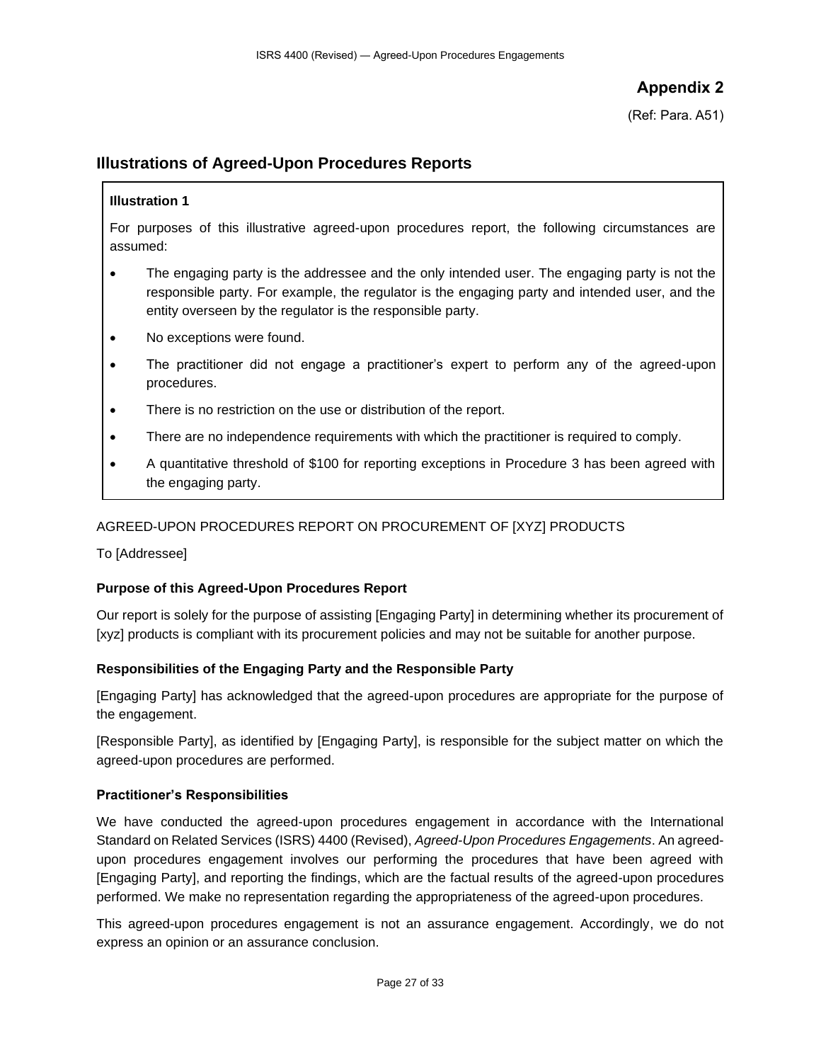# Appendix 2

(Ref: Para. A51)

## Illustrations of Agreed-Upon Procedures Reports

**Illustration 1**

For purposes of this illustrative agreed-upon procedures report, the following circumstances are assumed:

- The engaging party is the addressee and the only intended user. The engaging party is not the responsible party. For example, the regulator is the engaging party and intended user, and the entity overseen by the regulator is the responsible party.
- No exceptions were found.
- The practitioner did not engage a practitioner's expert to perform any of the agreed-upon procedures.
- There is no restriction on the use or distribution of the report.
- There are no independence requirements with which the practitioner is required to comply.
- A quantitative threshold of $100 for reporting exceptions in Procedure 3 has been agreed with the engaging party.

AGREED-UPON PROCEDURES REPORT ON PROCUREMENT OF [XYZ] PRODUCTS

To [Addressee]

### Purpose of this Agreed-Upon Procedures Report

Our report is solely for the purpose of assisting [Engaging Party] in determining whether its procurement of [xyz] products is compliant with its procurement policies and may not be suitable for another purpose.

### Responsibilities of the Engaging Party and the Responsible Party

[Engaging Party] has acknowledged that the agreed-upon procedures are appropriate for the purpose of the engagement.

[Responsible Party], as identified by [Engaging Party], is responsible for the subject matter on which the agreed-upon procedures are performed.

### Practitioner's Responsibilities

We have conducted the agreed-upon procedures engagement in accordance with the International Standard on Related Services (ISRS) 4400 (Revised), *Agreed-Upon Procedures Engagements*. An agreed-upon procedures engagement involves our performing the procedures that have been agreed with [Engaging Party], and reporting the findings, which are the factual results of the agreed-upon procedures performed. We make no representation regarding the appropriateness of the agreed-upon procedures.

This agreed-upon procedures engagement is not an assurance engagement. Accordingly, we do not express an opinion or an assurance conclusion.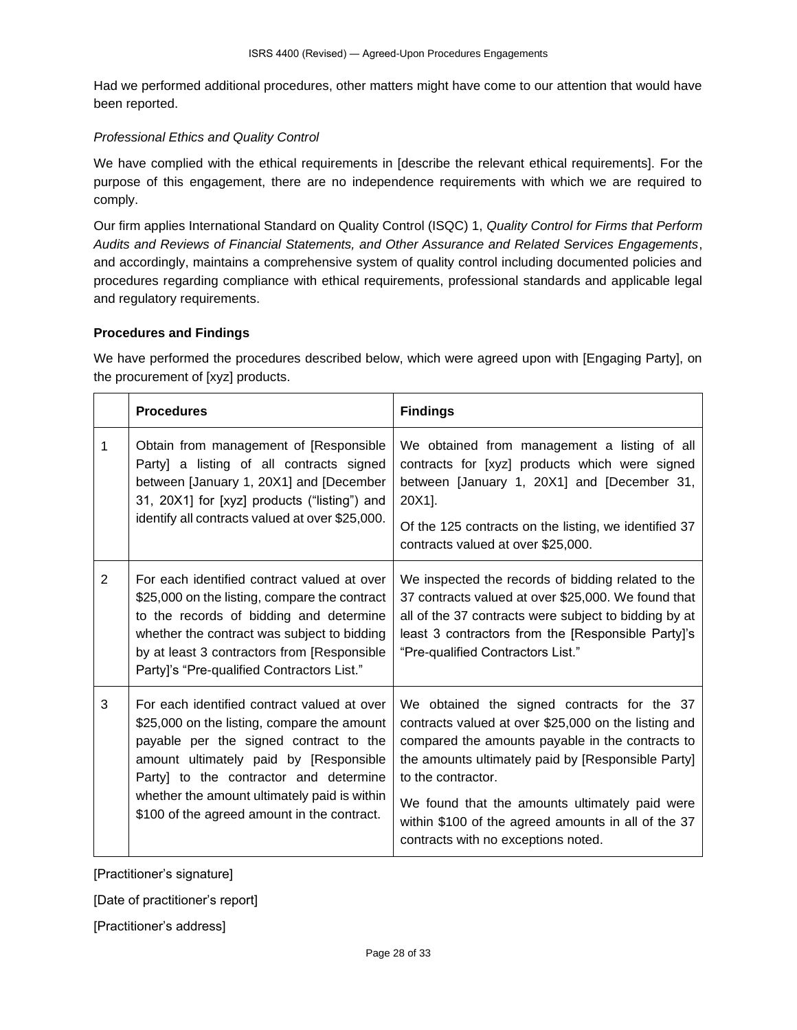Had we performed additional procedures, other matters might have come to our attention that would have been reported.

*Professional Ethics and Quality Control*

We have complied with the ethical requirements in [describe the relevant ethical requirements]. For the purpose of this engagement, there are no independence requirements with which we are required to comply.

Our firm applies International Standard on Quality Control (ISQC) 1, *Quality Control for Firms that Perform Audits and Reviews of Financial Statements, and Other Assurance and Related Services Engagements*, and accordingly, maintains a comprehensive system of quality control including documented policies and procedures regarding compliance with ethical requirements, professional standards and applicable legal and regulatory requirements.

**Procedures and Findings**

We have performed the procedures described below, which were agreed upon with [Engaging Party], on the procurement of [xyz] products.

| | **Procedures** | **Findings** |
|---|---|---|
| 1 | Obtain from management of [Responsible Party] a listing of all contracts signed between [January 1, 20X1] and [December 31, 20X1] for [xyz] products ("listing") and identify all contracts valued at over $25,000. | We obtained from management a listing of all contracts for [xyz] products which were signed between [January 1, 20X1] and [December 31, 20X1].<br><br>Of the 125 contracts on the listing, we identified 37 contracts valued at over $25,000. |
| 2 | For each identified contract valued at over $25,000 on the listing, compare the contract to the records of bidding and determine whether the contract was subject to bidding by at least 3 contractors from [Responsible Party]'s "Pre-qualified Contractors List." | We inspected the records of bidding related to the 37 contracts valued at over $25,000. We found that all of the 37 contracts were subject to bidding by at least 3 contractors from the [Responsible Party]'s "Pre-qualified Contractors List." |
| 3 | For each identified contract valued at over $25,000 on the listing, compare the amount payable per the signed contract to the amount ultimately paid by [Responsible Party] to the contractor and determine whether the amount ultimately paid is within $100 of the agreed amount in the contract. | We obtained the signed contracts for the 37 contracts valued at over $25,000 on the listing and compared the amounts payable in the contracts to the amounts ultimately paid by [Responsible Party] to the contractor.<br><br>We found that the amounts ultimately paid were within $100 of the agreed amounts in all of the 37 contracts with no exceptions noted. |

[Practitioner's signature]

[Date of practitioner's report]

[Practitioner's address]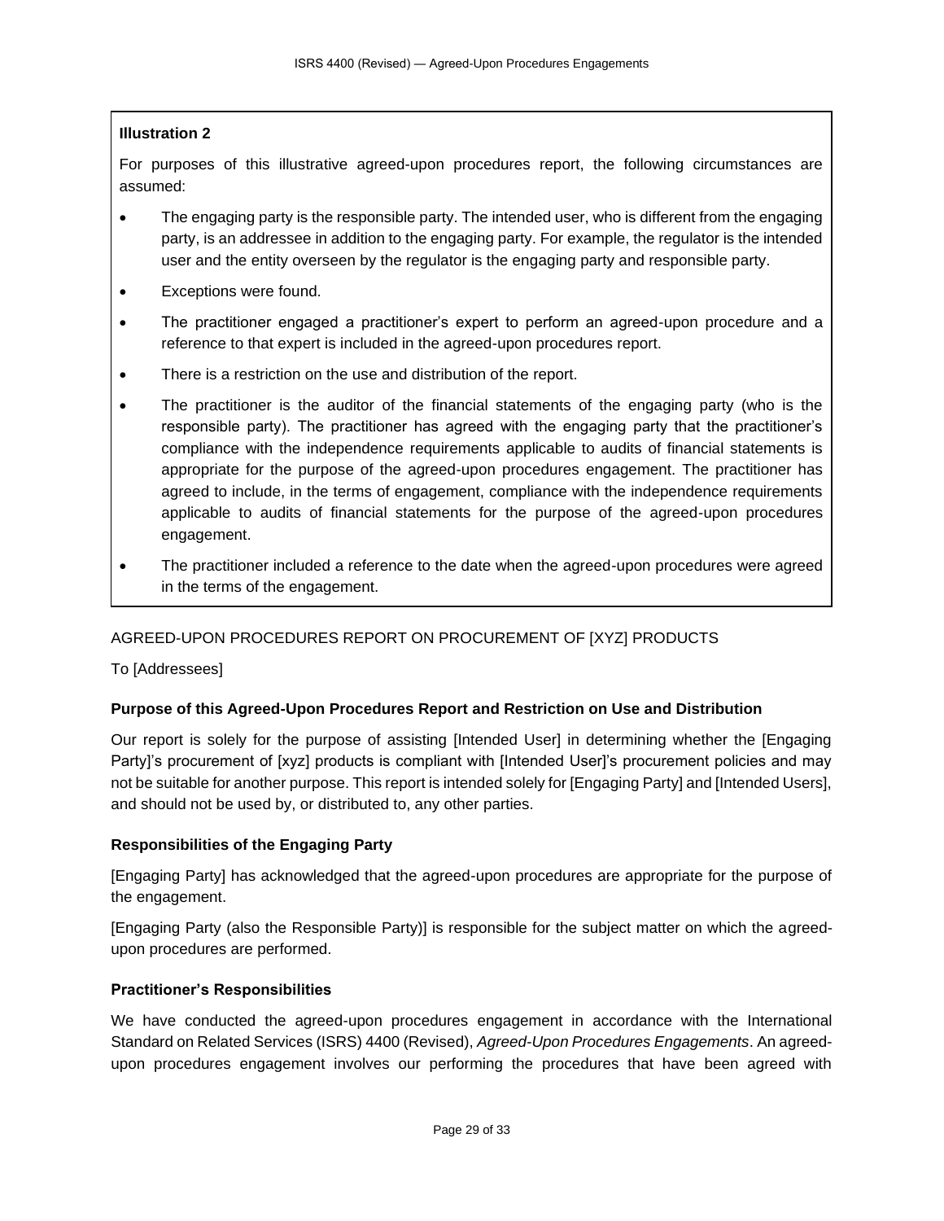**Illustration 2**

For purposes of this illustrative agreed-upon procedures report, the following circumstances are assumed:

- The engaging party is the responsible party. The intended user, who is different from the engaging party, is an addressee in addition to the engaging party. For example, the regulator is the intended user and the entity overseen by the regulator is the engaging party and responsible party.
- Exceptions were found.
- The practitioner engaged a practitioner's expert to perform an agreed-upon procedure and a reference to that expert is included in the agreed-upon procedures report.
- There is a restriction on the use and distribution of the report.
- The practitioner is the auditor of the financial statements of the engaging party (who is the responsible party). The practitioner has agreed with the engaging party that the practitioner's compliance with the independence requirements applicable to audits of financial statements is appropriate for the purpose of the agreed-upon procedures engagement. The practitioner has agreed to include, in the terms of engagement, compliance with the independence requirements applicable to audits of financial statements for the purpose of the agreed-upon procedures engagement.
- The practitioner included a reference to the date when the agreed-upon procedures were agreed in the terms of the engagement.

AGREED-UPON PROCEDURES REPORT ON PROCUREMENT OF [XYZ] PRODUCTS

To [Addressees]

**Purpose of this Agreed-Upon Procedures Report and Restriction on Use and Distribution**

Our report is solely for the purpose of assisting [Intended User] in determining whether the [Engaging Party]'s procurement of [xyz] products is compliant with [Intended User]'s procurement policies and may not be suitable for another purpose. This report is intended solely for [Engaging Party] and [Intended Users], and should not be used by, or distributed to, any other parties.

**Responsibilities of the Engaging Party**

[Engaging Party] has acknowledged that the agreed-upon procedures are appropriate for the purpose of the engagement.

[Engaging Party (also the Responsible Party)] is responsible for the subject matter on which the agreed-upon procedures are performed.

**Practitioner's Responsibilities**

We have conducted the agreed-upon procedures engagement in accordance with the International Standard on Related Services (ISRS) 4400 (Revised), *Agreed-Upon Procedures Engagements*. An agreed-upon procedures engagement involves our performing the procedures that have been agreed with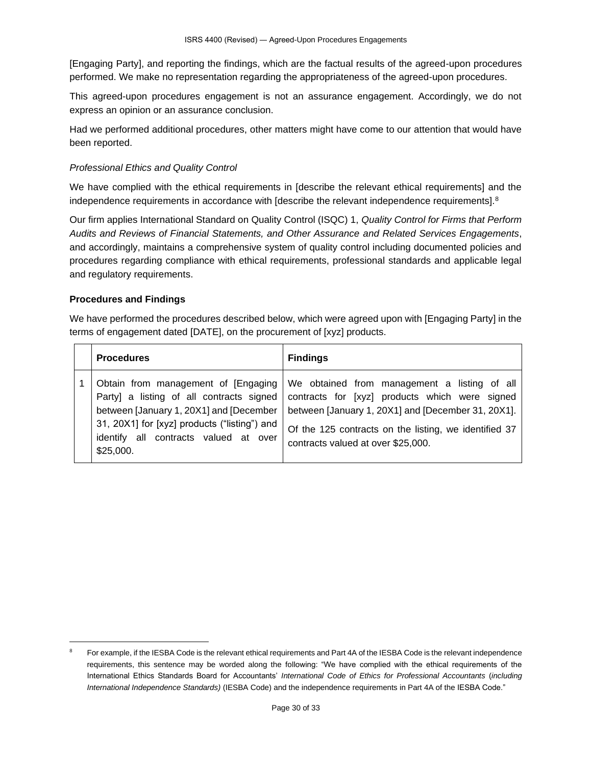[Engaging Party], and reporting the findings, which are the factual results of the agreed-upon procedures performed. We make no representation regarding the appropriateness of the agreed-upon procedures.

This agreed-upon procedures engagement is not an assurance engagement. Accordingly, we do not express an opinion or an assurance conclusion.

Had we performed additional procedures, other matters might have come to our attention that would have been reported.

*Professional Ethics and Quality Control*

We have complied with the ethical requirements in [describe the relevant ethical requirements] and the independence requirements in accordance with [describe the relevant independence requirements].[8]

Our firm applies International Standard on Quality Control (ISQC) 1, *Quality Control for Firms that Perform Audits and Reviews of Financial Statements, and Other Assurance and Related Services Engagements*, and accordingly, maintains a comprehensive system of quality control including documented policies and procedures regarding compliance with ethical requirements, professional standards and applicable legal and regulatory requirements.

**Procedures and Findings**

We have performed the procedures described below, which were agreed upon with [Engaging Party] in the terms of engagement dated [DATE], on the procurement of [xyz] products.

| | **Procedures** | **Findings** |
|---|---|---|
| 1 | Obtain from management of [Engaging Party] a listing of all contracts signed between [January 1, 20X1] and [December 31, 20X1] for [xyz] products ("listing") and identify all contracts valued at over $25,000. | We obtained from management a listing of all contracts for [xyz] products which were signed between [January 1, 20X1] and [December 31, 20X1].<br><br>Of the 125 contracts on the listing, we identified 37 contracts valued at over $25,000. |

[8] For example, if the IESBA Code is the relevant ethical requirements and Part 4A of the IESBA Code is the relevant independence requirements, this sentence may be worded along the following: "We have complied with the ethical requirements of the International Ethics Standards Board for Accountants' *International Code of Ethics for Professional Accountants* (*including International Independence Standards)* (IESBA Code) and the independence requirements in Part 4A of the IESBA Code."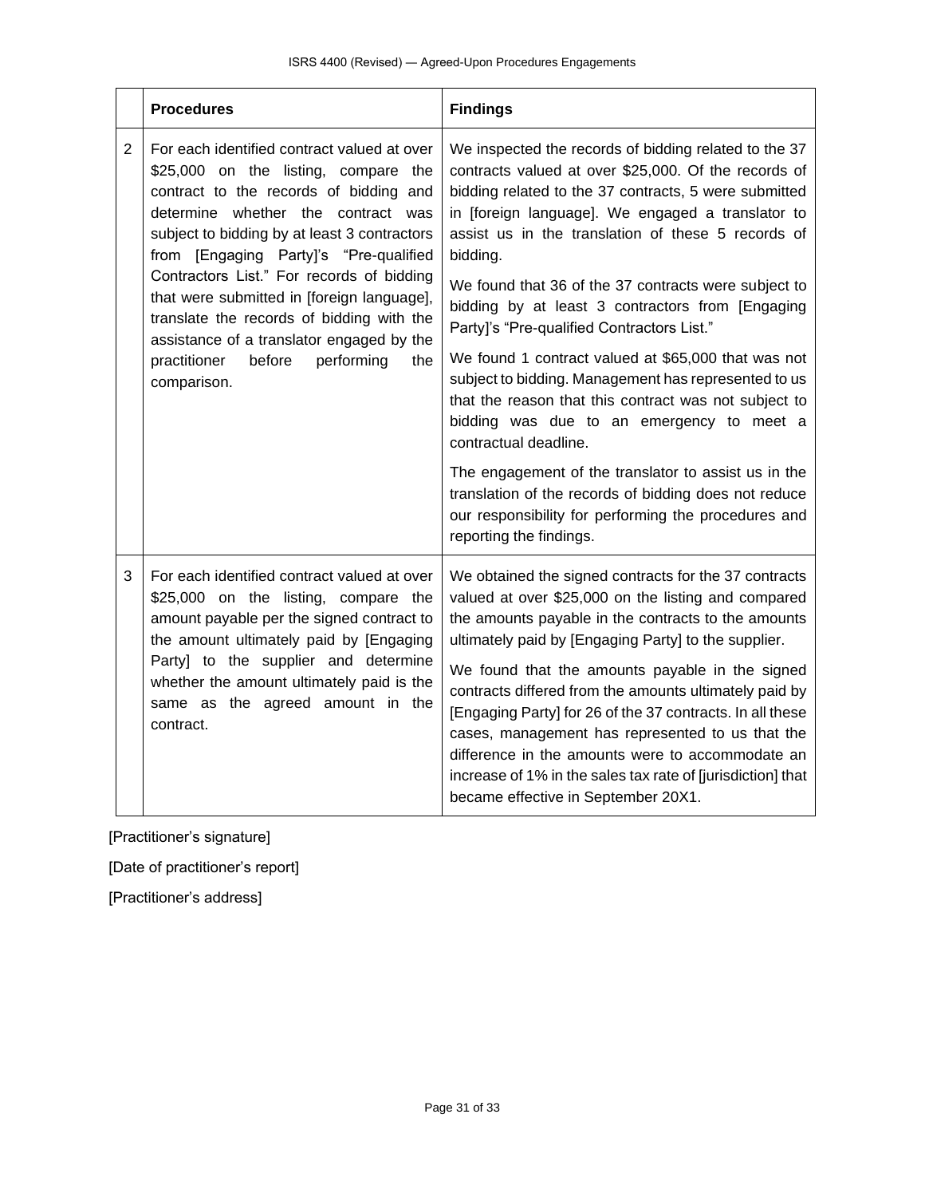| | Procedures | Findings |
|---|---|---|
| 2 | For each identified contract valued at over $25,000 on the listing, compare the contract to the records of bidding and determine whether the contract was subject to bidding by at least 3 contractors from [Engaging Party]'s "Pre-qualified Contractors List." For records of bidding that were submitted in [foreign language], translate the records of bidding with the assistance of a translator engaged by the practitioner before performing the comparison. | We inspected the records of bidding related to the 37 contracts valued at over $25,000. Of the records of bidding related to the 37 contracts, 5 were submitted in [foreign language]. We engaged a translator to assist us in the translation of these 5 records of bidding.<br><br>We found that 36 of the 37 contracts were subject to bidding by at least 3 contractors from [Engaging Party]'s "Pre-qualified Contractors List."<br><br>We found 1 contract valued at $65,000 that was not subject to bidding. Management has represented to us that the reason that this contract was not subject to bidding was due to an emergency to meet a contractual deadline.<br><br>The engagement of the translator to assist us in the translation of the records of bidding does not reduce our responsibility for performing the procedures and reporting the findings. |
| 3 | For each identified contract valued at over $25,000 on the listing, compare the amount payable per the signed contract to the amount ultimately paid by [Engaging Party] to the supplier and determine whether the amount ultimately paid is the same as the agreed amount in the contract. | We obtained the signed contracts for the 37 contracts valued at over $25,000 on the listing and compared the amounts payable in the contracts to the amounts ultimately paid by [Engaging Party] to the supplier.<br><br>We found that the amounts payable in the signed contracts differed from the amounts ultimately paid by [Engaging Party] for 26 of the 37 contracts. In all these cases, management has represented to us that the difference in the amounts were to accommodate an increase of 1% in the sales tax rate of [jurisdiction] that became effective in September 20X1. |

[Practitioner's signature]

[Date of practitioner's report]

[Practitioner's address]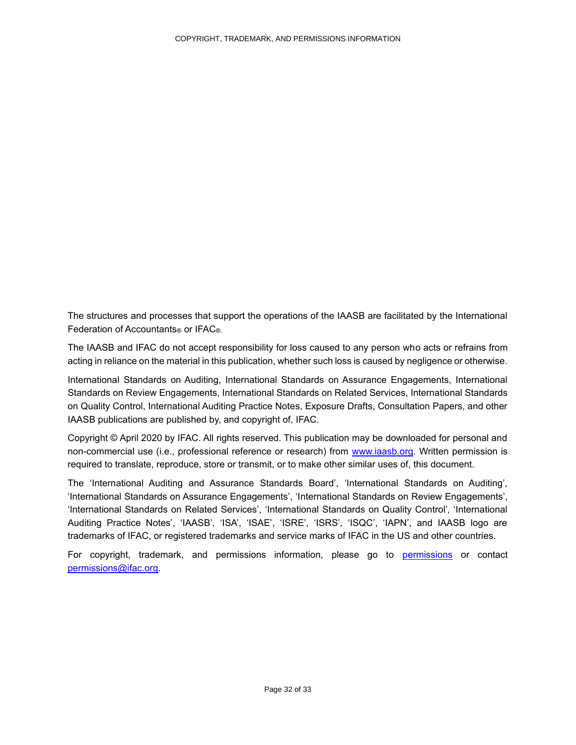COPYRIGHT, TRADEMARK, AND PERMISSIONS INFORMATION

The structures and processes that support the operations of the IAASB are facilitated by the International Federation of Accountants® or IFAC®.

The IAASB and IFAC do not accept responsibility for loss caused to any person who acts or refrains from acting in reliance on the material in this publication, whether such loss is caused by negligence or otherwise.

International Standards on Auditing, International Standards on Assurance Engagements, International Standards on Review Engagements, International Standards on Related Services, International Standards on Quality Control, International Auditing Practice Notes, Exposure Drafts, Consultation Papers, and other IAASB publications are published by, and copyright of, IFAC.

Copyright © April 2020 by IFAC. All rights reserved. This publication may be downloaded for personal and non-commercial use (i.e., professional reference or research) from [www.iaasb.org](www.iaasb.org). Written permission is required to translate, reproduce, store or transmit, or to make other similar uses of, this document.

The 'International Auditing and Assurance Standards Board', 'International Standards on Auditing', 'International Standards on Assurance Engagements', 'International Standards on Review Engagements', 'International Standards on Related Services', 'International Standards on Quality Control', 'International Auditing Practice Notes', 'IAASB', 'ISA', 'ISAE', 'ISRE', 'ISRS', 'ISQC', 'IAPN', and IAASB logo are trademarks of IFAC, or registered trademarks and service marks of IFAC in the US and other countries.

For copyright, trademark, and permissions information, please go to permissions or contact permissions@ifac.org.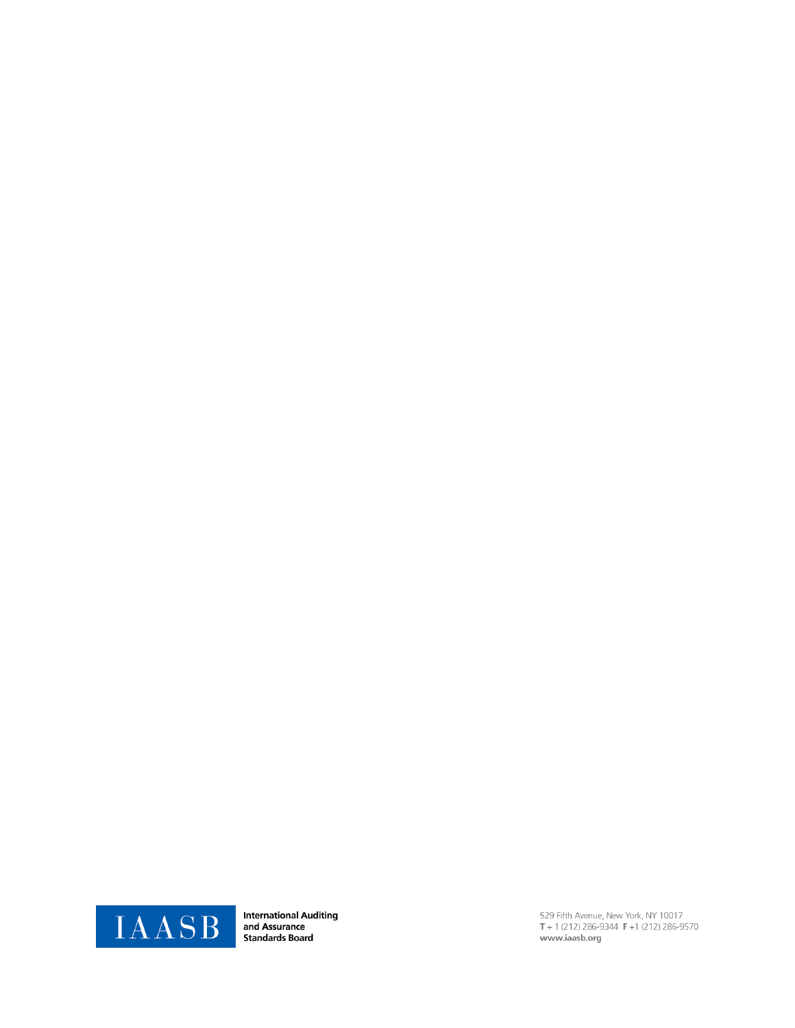IAASB

**International Auditing and Assurance Standards Board**

529 Fifth Avenue, New York, NY 10017
**T** + 1 (212) 286-9344 **F** +1 (212) 286-9570
**www.iaasb.org**